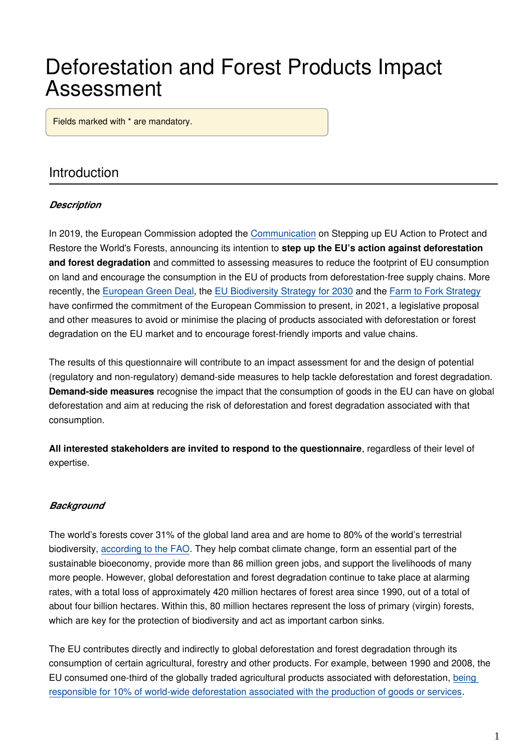# Deforestation and Forest Products Impact Assessment

Fields marked with * are mandatory.

## Introduction

***Description***

In 2019, the European Commission adopted the Communication on Stepping up EU Action to Protect and Restore the World's Forests, announcing its intention to **step up the EU's action against deforestation and forest degradation** and committed to assessing measures to reduce the footprint of EU consumption on land and encourage the consumption in the EU of products from deforestation-free supply chains. More recently, the European Green Deal, the EU Biodiversity Strategy for 2030 and the Farm to Fork Strategy have confirmed the commitment of the European Commission to present, in 2021, a legislative proposal and other measures to avoid or minimise the placing of products associated with deforestation or forest degradation on the EU market and to encourage forest-friendly imports and value chains.

The results of this questionnaire will contribute to an impact assessment for and the design of potential (regulatory and non-regulatory) demand-side measures to help tackle deforestation and forest degradation. **Demand-side measures** recognise the impact that the consumption of goods in the EU can have on global deforestation and aim at reducing the risk of deforestation and forest degradation associated with that consumption.

**All interested stakeholders are invited to respond to the questionnaire**, regardless of their level of expertise.

***Background***

The world's forests cover 31% of the global land area and are home to 80% of the world's terrestrial biodiversity, according to the FAO. They help combat climate change, form an essential part of the sustainable bioeconomy, provide more than 86 million green jobs, and support the livelihoods of many more people. However, global deforestation and forest degradation continue to take place at alarming rates, with a total loss of approximately 420 million hectares of forest area since 1990, out of a total of about four billion hectares. Within this, 80 million hectares represent the loss of primary (virgin) forests, which are key for the protection of biodiversity and act as important carbon sinks.

The EU contributes directly and indirectly to global deforestation and forest degradation through its consumption of certain agricultural, forestry and other products. For example, between 1990 and 2008, the EU consumed one-third of the globally traded agricultural products associated with deforestation, being responsible for 10% of world-wide deforestation associated with the production of goods or services.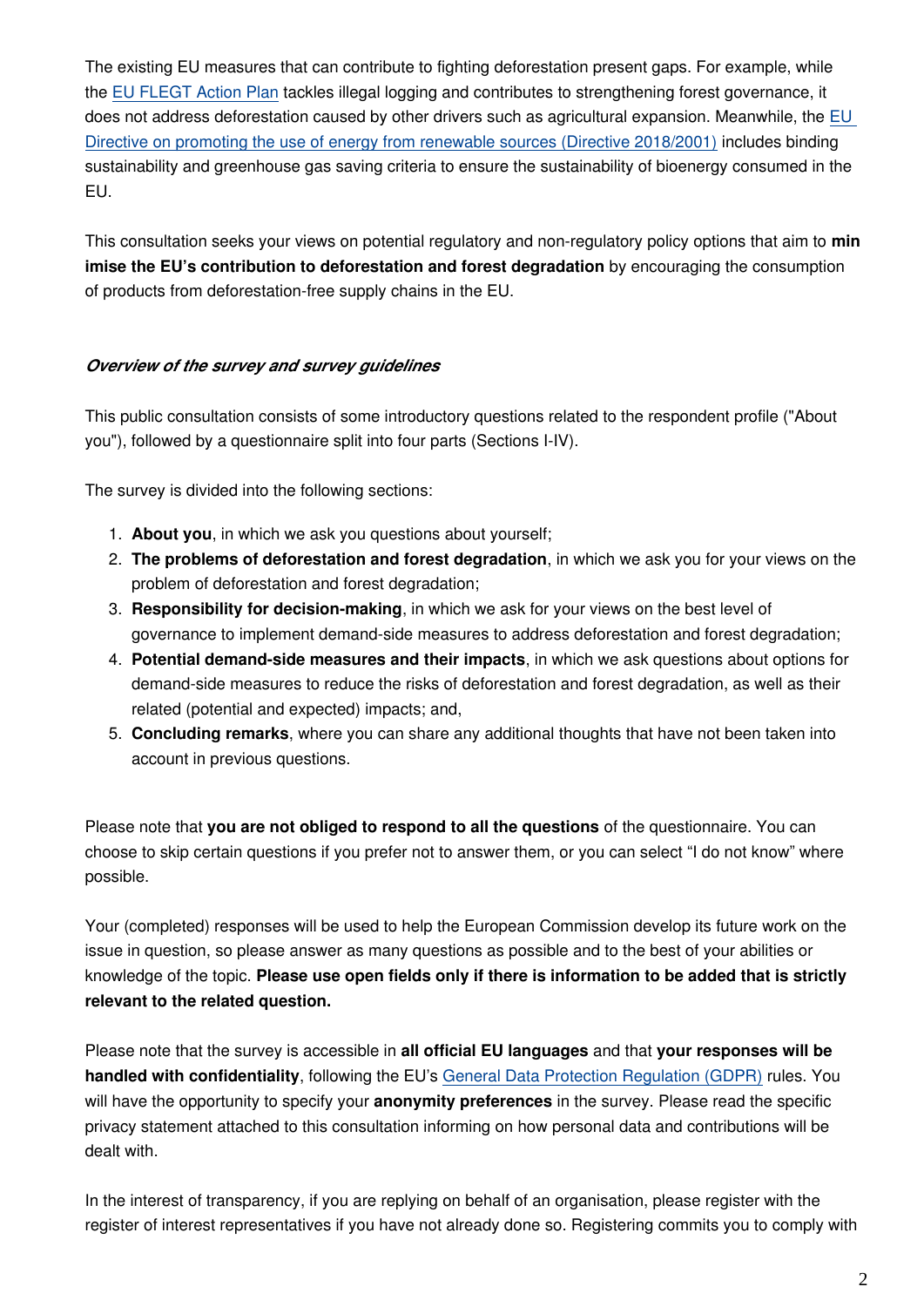The existing EU measures that can contribute to fighting deforestation present gaps. For example, while the EU FLEGT Action Plan tackles illegal logging and contributes to strengthening forest governance, it does not address deforestation caused by other drivers such as agricultural expansion. Meanwhile, the EU Directive on promoting the use of energy from renewable sources (Directive 2018/2001) includes binding sustainability and greenhouse gas saving criteria to ensure the sustainability of bioenergy consumed in the EU.

This consultation seeks your views on potential regulatory and non-regulatory policy options that aim to **min imise the EU's contribution to deforestation and forest degradation** by encouraging the consumption of products from deforestation-free supply chains in the EU.

***Overview of the survey and survey guidelines***

This public consultation consists of some introductory questions related to the respondent profile ("About you"), followed by a questionnaire split into four parts (Sections I-IV).

The survey is divided into the following sections:

1. **About you**, in which we ask you questions about yourself;
2. **The problems of deforestation and forest degradation**, in which we ask you for your views on the problem of deforestation and forest degradation;
3. **Responsibility for decision-making**, in which we ask for your views on the best level of governance to implement demand-side measures to address deforestation and forest degradation;
4. **Potential demand-side measures and their impacts**, in which we ask questions about options for demand-side measures to reduce the risks of deforestation and forest degradation, as well as their related (potential and expected) impacts; and,
5. **Concluding remarks**, where you can share any additional thoughts that have not been taken into account in previous questions.

Please note that **you are not obliged to respond to all the questions** of the questionnaire. You can choose to skip certain questions if you prefer not to answer them, or you can select "I do not know" where possible.

Your (completed) responses will be used to help the European Commission develop its future work on the issue in question, so please answer as many questions as possible and to the best of your abilities or knowledge of the topic. **Please use open fields only if there is information to be added that is strictly relevant to the related question.**

Please note that the survey is accessible in **all official EU languages** and that **your responses will be handled with confidentiality**, following the EU's General Data Protection Regulation (GDPR) rules. You will have the opportunity to specify your **anonymity preferences** in the survey. Please read the specific privacy statement attached to this consultation informing on how personal data and contributions will be dealt with.

In the interest of transparency, if you are replying on behalf of an organisation, please register with the register of interest representatives if you have not already done so. Registering commits you to comply with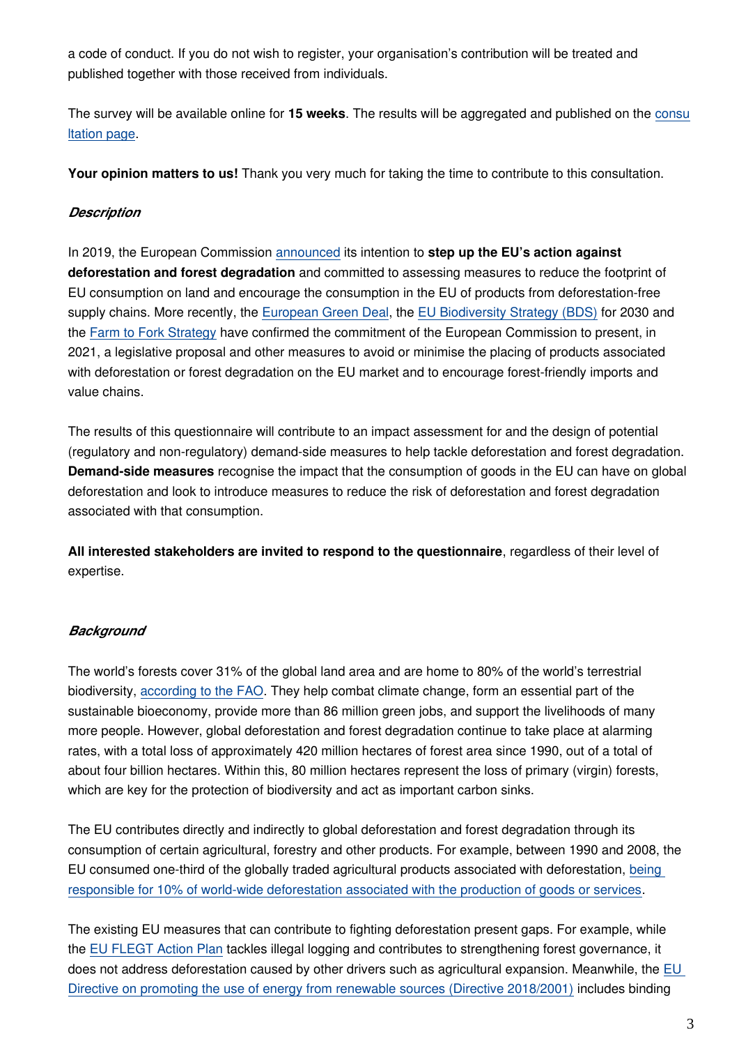a code of conduct. If you do not wish to register, your organisation's contribution will be treated and published together with those received from individuals.

The survey will be available online for **15 weeks**. The results will be aggregated and published on the [consultation page](#).

**Your opinion matters to us!** Thank you very much for taking the time to contribute to this consultation.

### *Description*

In 2019, the European Commission announced its intention to **step up the EU's action against deforestation and forest degradation** and committed to assessing measures to reduce the footprint of EU consumption on land and encourage the consumption in the EU of products from deforestation-free supply chains. More recently, the European Green Deal, the EU Biodiversity Strategy (BDS) for 2030 and the Farm to Fork Strategy have confirmed the commitment of the European Commission to present, in 2021, a legislative proposal and other measures to avoid or minimise the placing of products associated with deforestation or forest degradation on the EU market and to encourage forest-friendly imports and value chains.

The results of this questionnaire will contribute to an impact assessment for and the design of potential (regulatory and non-regulatory) demand-side measures to help tackle deforestation and forest degradation. **Demand-side measures** recognise the impact that the consumption of goods in the EU can have on global deforestation and look to introduce measures to reduce the risk of deforestation and forest degradation associated with that consumption.

**All interested stakeholders are invited to respond to the questionnaire**, regardless of their level of expertise.

### *Background*

The world's forests cover 31% of the global land area and are home to 80% of the world's terrestrial biodiversity, according to the FAO. They help combat climate change, form an essential part of the sustainable bioeconomy, provide more than 86 million green jobs, and support the livelihoods of many more people. However, global deforestation and forest degradation continue to take place at alarming rates, with a total loss of approximately 420 million hectares of forest area since 1990, out of a total of about four billion hectares. Within this, 80 million hectares represent the loss of primary (virgin) forests, which are key for the protection of biodiversity and act as important carbon sinks.

The EU contributes directly and indirectly to global deforestation and forest degradation through its consumption of certain agricultural, forestry and other products. For example, between 1990 and 2008, the EU consumed one-third of the globally traded agricultural products associated with deforestation, being responsible for 10% of world-wide deforestation associated with the production of goods or services.

The existing EU measures that can contribute to fighting deforestation present gaps. For example, while the EU FLEGT Action Plan tackles illegal logging and contributes to strengthening forest governance, it does not address deforestation caused by other drivers such as agricultural expansion. Meanwhile, the EU Directive on promoting the use of energy from renewable sources (Directive 2018/2001) includes binding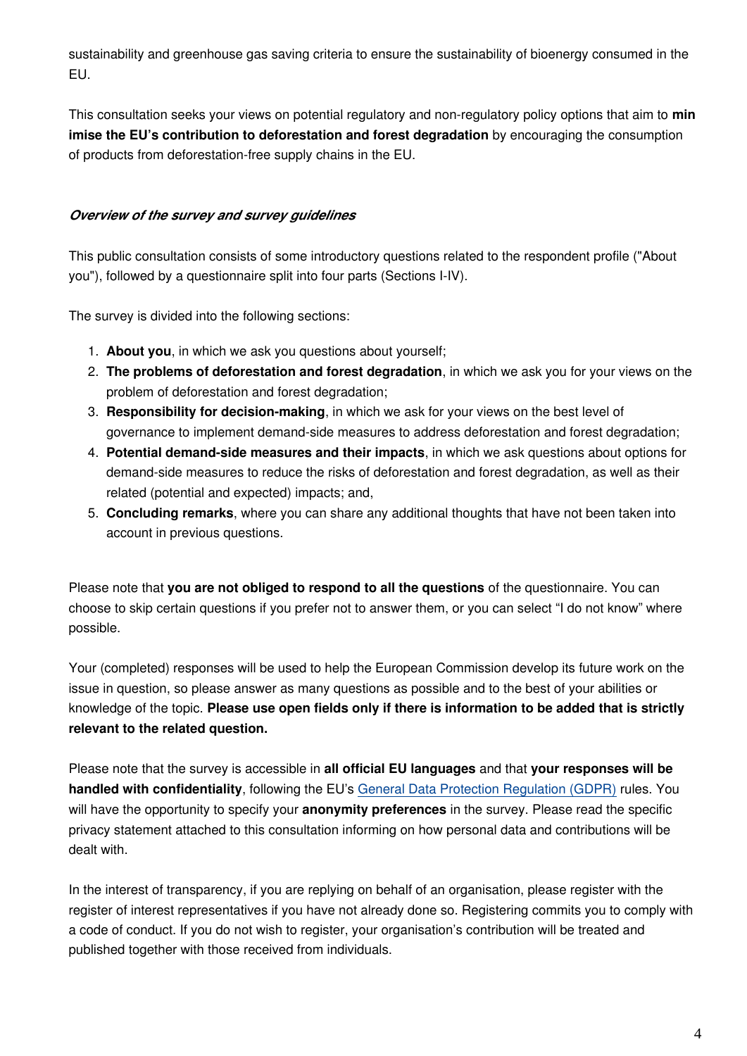sustainability and greenhouse gas saving criteria to ensure the sustainability of bioenergy consumed in the EU.

This consultation seeks your views on potential regulatory and non-regulatory policy options that aim to **min imise the EU's contribution to deforestation and forest degradation** by encouraging the consumption of products from deforestation-free supply chains in the EU.

***Overview of the survey and survey guidelines***

This public consultation consists of some introductory questions related to the respondent profile ("About you"), followed by a questionnaire split into four parts (Sections I-IV).

The survey is divided into the following sections:

1. **About you**, in which we ask you questions about yourself;
2. **The problems of deforestation and forest degradation**, in which we ask you for your views on the problem of deforestation and forest degradation;
3. **Responsibility for decision-making**, in which we ask for your views on the best level of governance to implement demand-side measures to address deforestation and forest degradation;
4. **Potential demand-side measures and their impacts**, in which we ask questions about options for demand-side measures to reduce the risks of deforestation and forest degradation, as well as their related (potential and expected) impacts; and,
5. **Concluding remarks**, where you can share any additional thoughts that have not been taken into account in previous questions.

Please note that **you are not obliged to respond to all the questions** of the questionnaire. You can choose to skip certain questions if you prefer not to answer them, or you can select "I do not know" where possible.

Your (completed) responses will be used to help the European Commission develop its future work on the issue in question, so please answer as many questions as possible and to the best of your abilities or knowledge of the topic. **Please use open fields only if there is information to be added that is strictly relevant to the related question.**

Please note that the survey is accessible in **all official EU languages** and that **your responses will be handled with confidentiality**, following the EU's [General Data Protection Regulation (GDPR)]() rules. You will have the opportunity to specify your **anonymity preferences** in the survey. Please read the specific privacy statement attached to this consultation informing on how personal data and contributions will be dealt with.

In the interest of transparency, if you are replying on behalf of an organisation, please register with the register of interest representatives if you have not already done so. Registering commits you to comply with a code of conduct. If you do not wish to register, your organisation's contribution will be treated and published together with those received from individuals.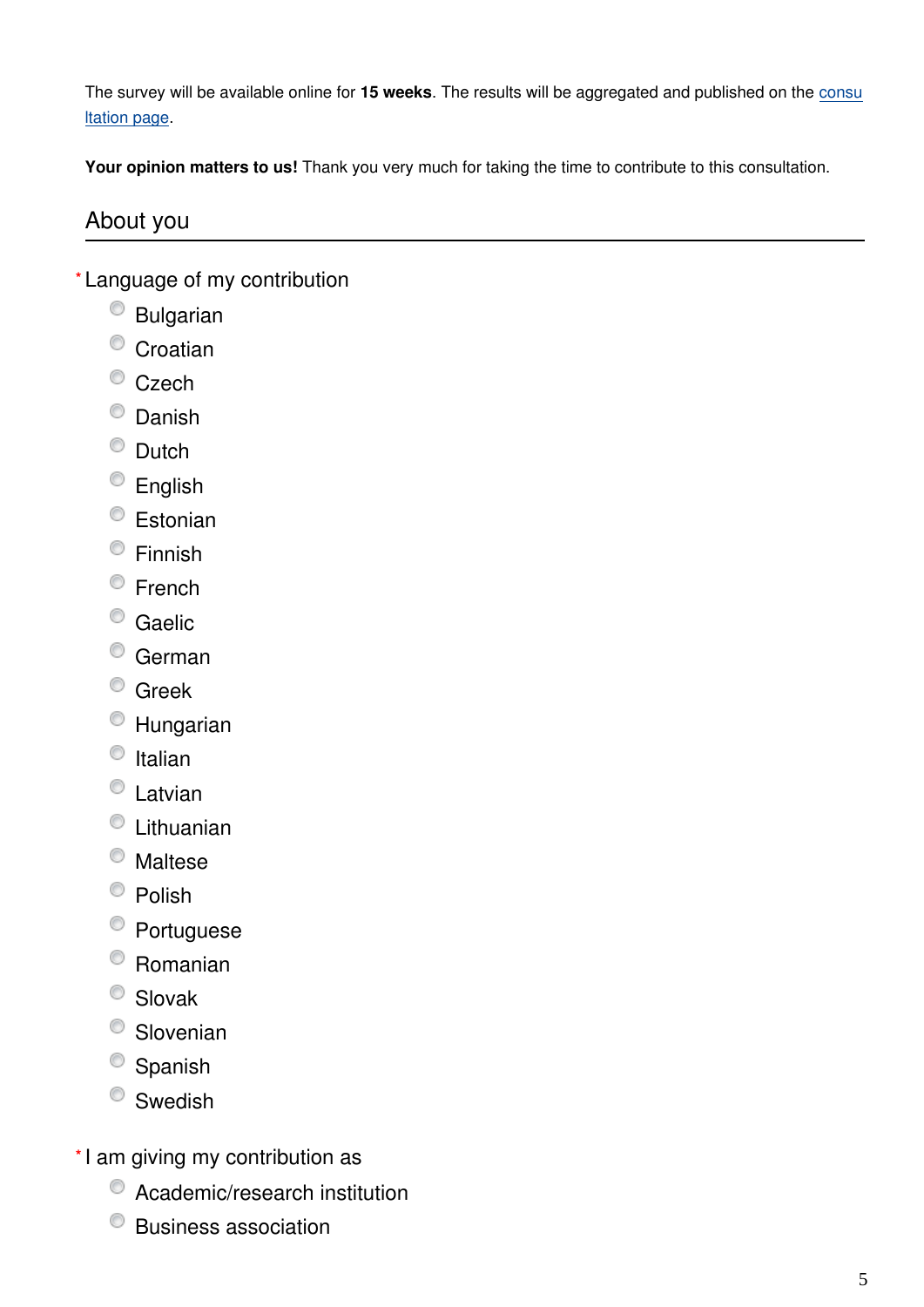The survey will be available online for **15 weeks**. The results will be aggregated and published on the [consultation page](#).

**Your opinion matters to us!** Thank you very much for taking the time to contribute to this consultation.

## About you

* Language of my contribution

- Bulgarian
- Croatian
- Czech
- Danish
- Dutch
- English
- Estonian
- Finnish
- French
- Gaelic
- German
- Greek
- Hungarian
- Italian
- Latvian
- Lithuanian
- Maltese
- Polish
- Portuguese
- Romanian
- Slovak
- Slovenian
- Spanish
- Swedish

* I am giving my contribution as

- Academic/research institution
- Business association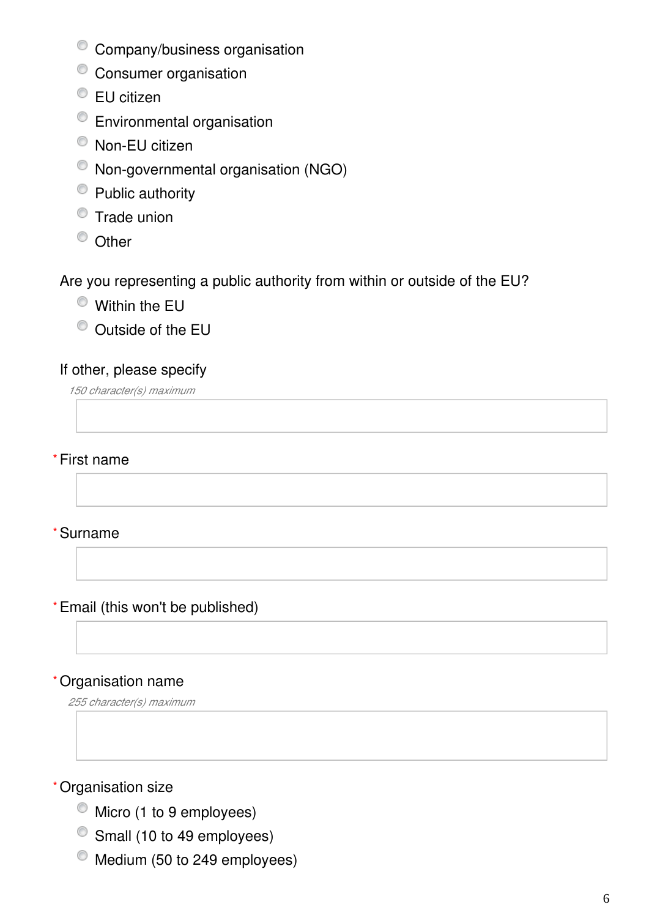- Company/business organisation
- Consumer organisation
- EU citizen
- Environmental organisation
- Non-EU citizen
- Non-governmental organisation (NGO)
- Public authority
- Trade union
- Other

Are you representing a public authority from within or outside of the EU?

- Within the EU
- Outside of the EU

If other, please specify

*150 character(s) maximum*

* First name

* Surname

* Email (this won't be published)

* Organisation name

*255 character(s) maximum*

* Organisation size

- Micro (1 to 9 employees)
- Small (10 to 49 employees)
- Medium (50 to 249 employees)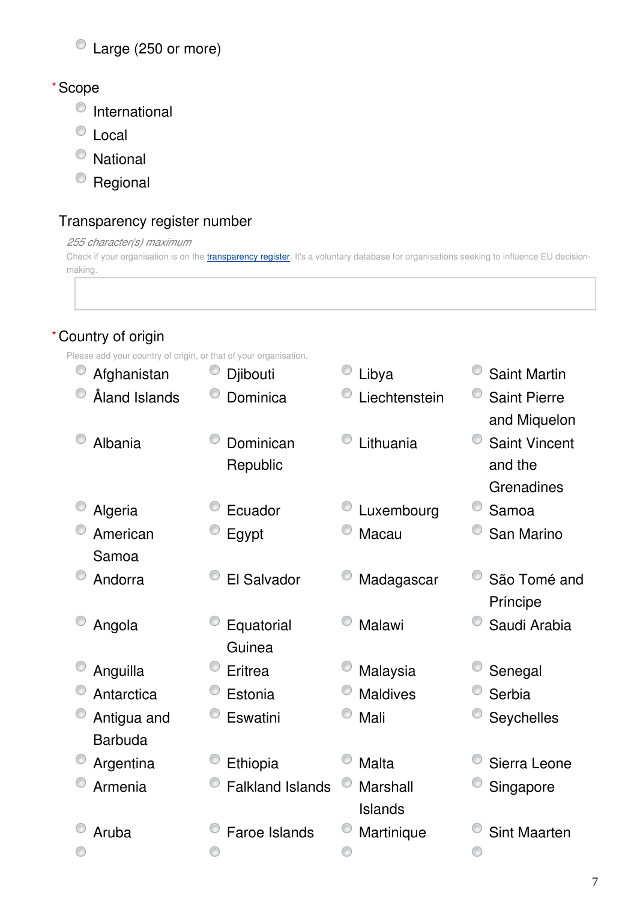- Large (250 or more)

\* Scope

- International
- Local
- National
- Regional

Transparency register number

*255 character(s) maximum*

Check if your organisation is on the transparency register. It's a voluntary database for organisations seeking to influence EU decision-making.

\* Country of origin

Please add your country of origin, or that of your organisation.

- Afghanistan
- Åland Islands
- Albania
- Algeria
- American Samoa
- Andorra
- Angola
- Anguilla
- Antarctica
- Antigua and Barbuda
- Argentina
- Armenia
- Aruba
- Djibouti
- Dominica
- Dominican Republic
- Ecuador
- Egypt
- El Salvador
- Equatorial Guinea
- Eritrea
- Estonia
- Eswatini
- Ethiopia
- Falkland Islands
- Faroe Islands
- Libya
- Liechtenstein
- Lithuania
- Luxembourg
- Macau
- Madagascar
- Malawi
- Malaysia
- Maldives
- Mali
- Malta
- Marshall Islands
- Martinique
- Saint Martin
- Saint Pierre and Miquelon
- Saint Vincent and the Grenadines
- Samoa
- San Marino
- São Tomé and Príncipe
- Saudi Arabia
- Senegal
- Serbia
- Seychelles
- Sierra Leone
- Singapore
- Sint Maarten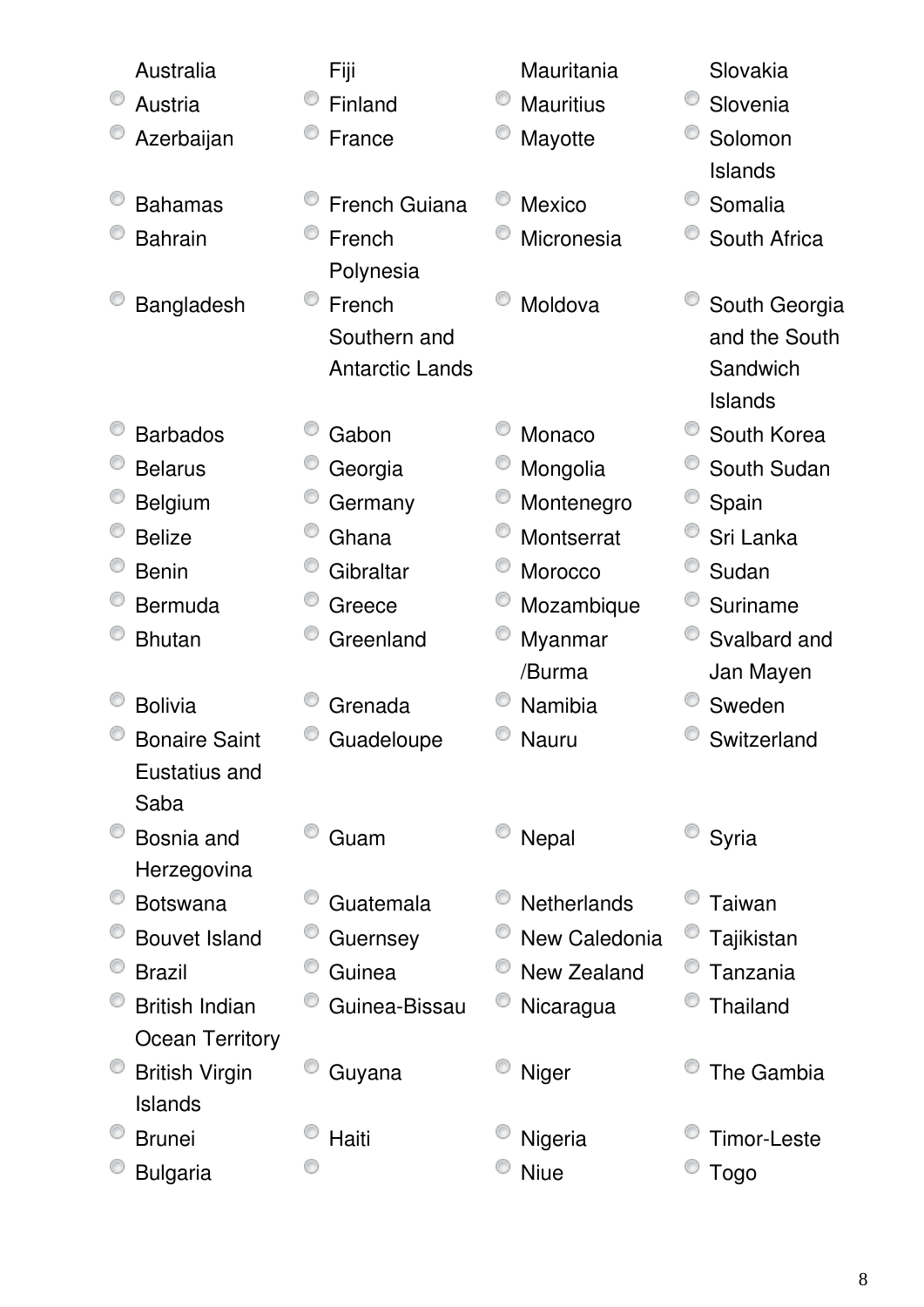- Australia
- Austria
- Azerbaijan
- Bahamas
- Bahrain
- Bangladesh
- Barbados
- Belarus
- Belgium
- Belize
- Benin
- Bermuda
- Bhutan
- Bolivia
- Bonaire Saint Eustatius and Saba
- Bosnia and Herzegovina
- Botswana
- Bouvet Island
- Brazil
- British Indian Ocean Territory
- British Virgin Islands
- Brunei
- Bulgaria
- Fiji
- Finland
- France
- French Guiana
- French Polynesia
- French Southern and Antarctic Lands
- Gabon
- Georgia
- Germany
- Ghana
- Gibraltar
- Greece
- Greenland
- Grenada
- Guadeloupe
- Guam
- Guatemala
- Guernsey
- Guinea
- Guinea-Bissau
- Guyana
- Haiti
- 
- Mauritania
- Mauritius
- Mayotte
- Mexico
- Micronesia
- Moldova
- Monaco
- Mongolia
- Montenegro
- Montserrat
- Morocco
- Mozambique
- Myanmar /Burma
- Namibia
- Nauru
- Nepal
- Netherlands
- New Caledonia
- New Zealand
- Nicaragua
- Niger
- Nigeria
- Niue
- Slovakia
- Slovenia
- Solomon Islands
- Somalia
- South Africa
- South Georgia and the South Sandwich Islands
- South Korea
- South Sudan
- Spain
- Sri Lanka
- Sudan
- Suriname
- Svalbard and Jan Mayen
- Sweden
- Switzerland
- Syria
- Taiwan
- Tajikistan
- Tanzania
- Thailand
- The Gambia
- Timor-Leste
- Togo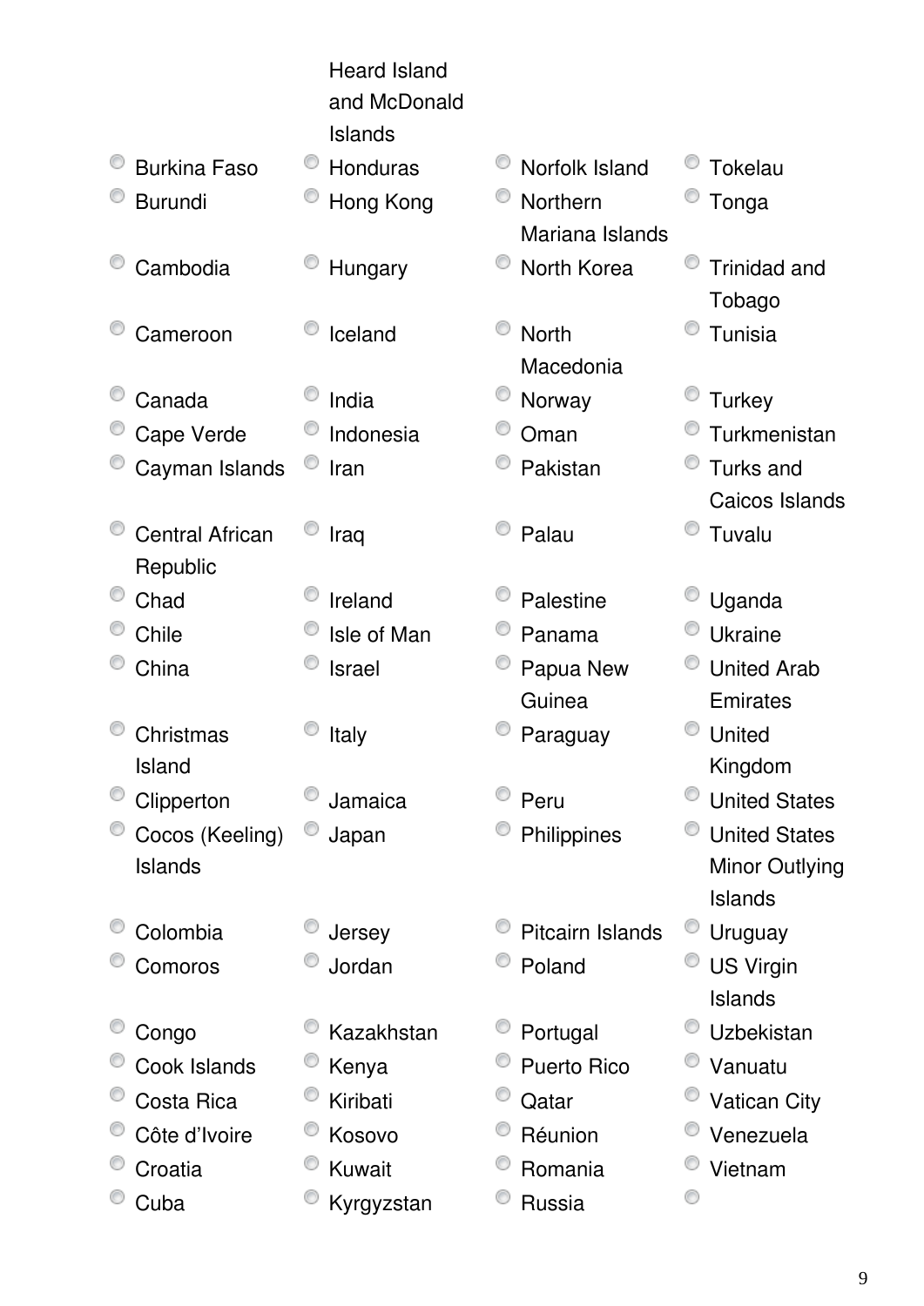Heard Island and McDonald Islands

- Burkina Faso
- Burundi
- Cambodia
- Cameroon
- Canada
- Cape Verde
- Cayman Islands
- Central African Republic
- Chad
- Chile
- China
- Christmas Island
- Clipperton
- Cocos (Keeling) Islands
- Colombia
- Comoros
- Congo
- Cook Islands
- Costa Rica
- Côte d’Ivoire
- Croatia
- Cuba
- Honduras
- Hong Kong
- Hungary
- Iceland
- India
- Indonesia
- Iran
- Iraq
- Ireland
- Isle of Man
- Israel
- Italy
- Jamaica
- Japan
- Jersey
- Jordan
- Kazakhstan
- Kenya
- Kiribati
- Kosovo
- Kuwait
- Kyrgyzstan
- Norfolk Island
- Northern Mariana Islands
- North Korea
- North Macedonia
- Norway
- Oman
- Pakistan
- Palau
- Palestine
- Panama
- Papua New Guinea
- Paraguay
- Peru
- Philippines
- Pitcairn Islands
- Poland
- Portugal
- Puerto Rico
- Qatar
- Réunion
- Romania
- Russia
- Tokelau
- Tonga
- Trinidad and Tobago
- Tunisia
- Turkey
- Turkmenistan
- Turks and Caicos Islands
- Tuvalu
- Uganda
- Ukraine
- United Arab Emirates
- United Kingdom
- United States
- United States Minor Outlying Islands
- Uruguay
- US Virgin Islands
- Uzbekistan
- Vanuatu
- Vatican City
- Venezuela
- Vietnam
-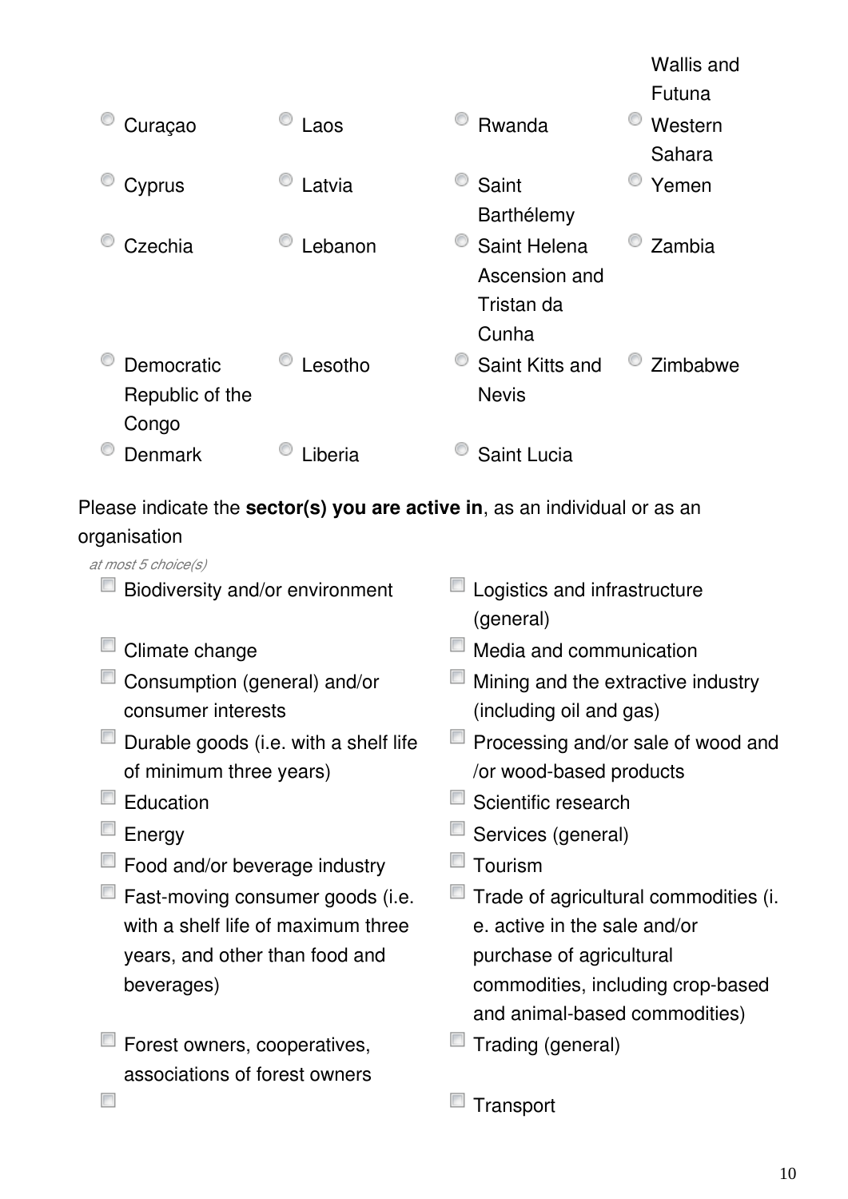- Curaçao
- Cyprus
- Czechia
- Democratic Republic of the Congo
- Denmark
- Laos
- Latvia
- Lebanon
- Lesotho
- Liberia
- Rwanda
- Saint Barthélemy
- Saint Helena Ascension and Tristan da Cunha
- Saint Kitts and Nevis
- Saint Lucia
- Wallis and Futuna
- Western Sahara
- Yemen
- Zambia
- Zimbabwe

Please indicate the **sector(s) you are active in**, as an individual or as an organisation

*at most 5 choice(s)*

- Biodiversity and/or environment
- Climate change
- Consumption (general) and/or consumer interests
- Durable goods (i.e. with a shelf life of minimum three years)
- Education
- Energy
- Food and/or beverage industry
- Fast-moving consumer goods (i.e. with a shelf life of maximum three years, and other than food and beverages)
- Forest owners, cooperatives, associations of forest owners
- 
- Logistics and infrastructure (general)
- Media and communication
- Mining and the extractive industry (including oil and gas)
- Processing and/or sale of wood and /or wood-based products
- Scientific research
- Services (general)
- Tourism
- Trade of agricultural commodities (i.e. active in the sale and/or purchase of agricultural commodities, including crop-based and animal-based commodities)
- Trading (general)
- Transport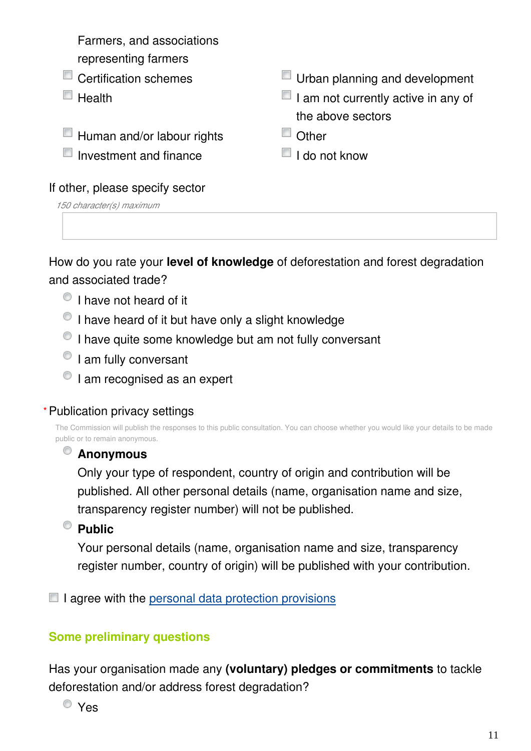Farmers, and associations representing farmers

- [ ] Certification schemes
- [ ] Health
- [ ] Human and/or labour rights
- [ ] Investment and finance
- [ ] Urban planning and development
- [ ] I am not currently active in any of the above sectors
- [ ] Other
- [ ] I do not know

If other, please specify sector

*150 character(s) maximum*

How do you rate your **level of knowledge** of deforestation and forest degradation and associated trade?

- I have not heard of it
- I have heard of it but have only a slight knowledge
- I have quite some knowledge but am not fully conversant
- I am fully conversant
- I am recognised as an expert

\* Publication privacy settings

The Commission will publish the responses to this public consultation. You can choose whether you would like your details to be made public or to remain anonymous.

- **Anonymous**
  Only your type of respondent, country of origin and contribution will be published. All other personal details (name, organisation name and size, transparency register number) will not be published.
- **Public**
  Your personal details (name, organisation name and size, transparency register number, country of origin) will be published with your contribution.

- [ ] I agree with the personal data protection provisions

## Some preliminary questions

Has your organisation made any **(voluntary) pledges or commitments** to tackle deforestation and/or address forest degradation?

- Yes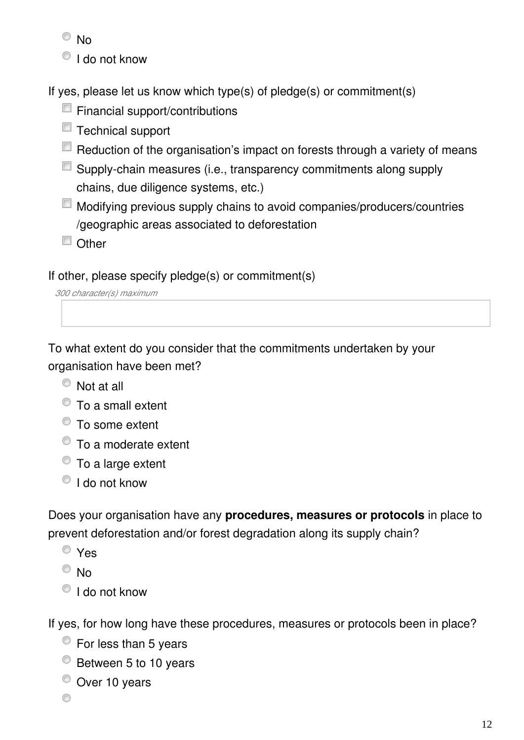- No
- I do not know

If yes, please let us know which type(s) of pledge(s) or commitment(s)

- Financial support/contributions
- Technical support
- Reduction of the organisation's impact on forests through a variety of means
- Supply-chain measures (i.e., transparency commitments along supply chains, due diligence systems, etc.)
- Modifying previous supply chains to avoid companies/producers/countries /geographic areas associated to deforestation
- Other

If other, please specify pledge(s) or commitment(s)

*300 character(s) maximum*

To what extent do you consider that the commitments undertaken by your organisation have been met?

- Not at all
- To a small extent
- To some extent
- To a moderate extent
- To a large extent
- I do not know

Does your organisation have any **procedures, measures or protocols** in place to prevent deforestation and/or forest degradation along its supply chain?

- Yes
- No
- I do not know

If yes, for how long have these procedures, measures or protocols been in place?

- For less than 5 years
- Between 5 to 10 years
- Over 10 years
-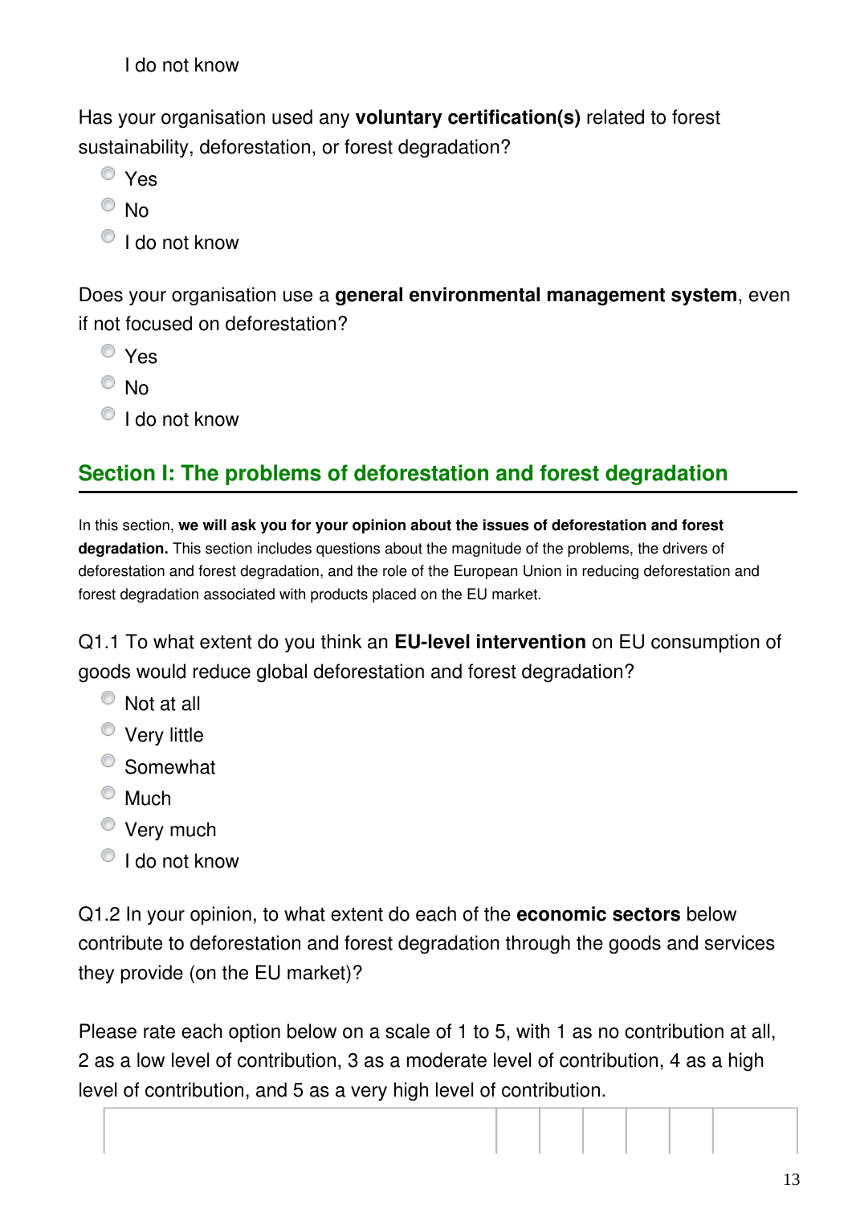I do not know

Has your organisation used any **voluntary certification(s)** related to forest sustainability, deforestation, or forest degradation?

- Yes
- No
- I do not know

Does your organisation use a **general environmental management system**, even if not focused on deforestation?

- Yes
- No
- I do not know

## Section I: The problems of deforestation and forest degradation

In this section, **we will ask you for your opinion about the issues of deforestation and forest degradation.** This section includes questions about the magnitude of the problems, the drivers of deforestation and forest degradation, and the role of the European Union in reducing deforestation and forest degradation associated with products placed on the EU market.

Q1.1 To what extent do you think an **EU-level intervention** on EU consumption of goods would reduce global deforestation and forest degradation?

- Not at all
- Very little
- Somewhat
- Much
- Very much
- I do not know

Q1.2 In your opinion, to what extent do each of the **economic sectors** below contribute to deforestation and forest degradation through the goods and services they provide (on the EU market)?

Please rate each option below on a scale of 1 to 5, with 1 as no contribution at all, 2 as a low level of contribution, 3 as a moderate level of contribution, 4 as a high level of contribution, and 5 as a very high level of contribution.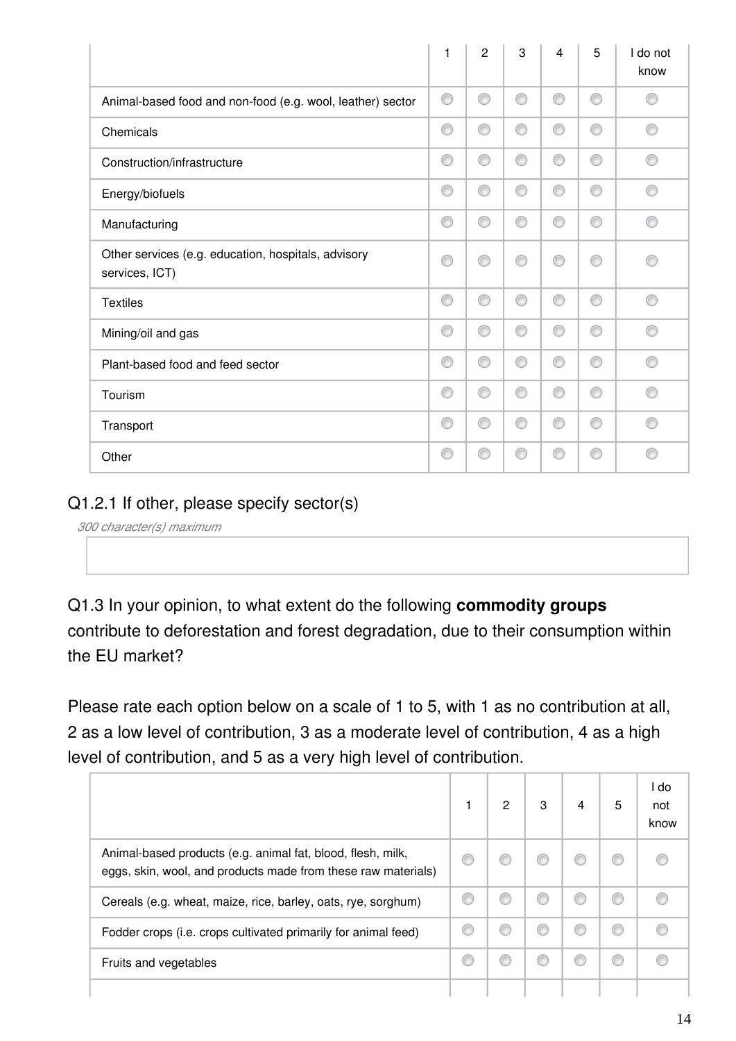| | 1 | 2 | 3 | 4 | 5 | I do not know |
|---|---|---|---|---|---|---|
| Animal-based food and non-food (e.g. wool, leather) sector | ◯ | ◯ | ◯ | ◯ | ◯ | ◯ |
| Chemicals | ◯ | ◯ | ◯ | ◯ | ◯ | ◯ |
| Construction/infrastructure | ◯ | ◯ | ◯ | ◯ | ◯ | ◯ |
| Energy/biofuels | ◯ | ◯ | ◯ | ◯ | ◯ | ◯ |
| Manufacturing | ◯ | ◯ | ◯ | ◯ | ◯ | ◯ |
| Other services (e.g. education, hospitals, advisory services, ICT) | ◯ | ◯ | ◯ | ◯ | ◯ | ◯ |
| Textiles | ◯ | ◯ | ◯ | ◯ | ◯ | ◯ |
| Mining/oil and gas | ◯ | ◯ | ◯ | ◯ | ◯ | ◯ |
| Plant-based food and feed sector | ◯ | ◯ | ◯ | ◯ | ◯ | ◯ |
| Tourism | ◯ | ◯ | ◯ | ◯ | ◯ | ◯ |
| Transport | ◯ | ◯ | ◯ | ◯ | ◯ | ◯ |
| Other | ◯ | ◯ | ◯ | ◯ | ◯ | ◯ |

Q1.2.1 If other, please specify sector(s)

*300 character(s) maximum*

Q1.3 In your opinion, to what extent do the following **commodity groups** contribute to deforestation and forest degradation, due to their consumption within the EU market?

Please rate each option below on a scale of 1 to 5, with 1 as no contribution at all, 2 as a low level of contribution, 3 as a moderate level of contribution, 4 as a high level of contribution, and 5 as a very high level of contribution.

| | 1 | 2 | 3 | 4 | 5 | I do not know |
|---|---|---|---|---|---|---|
| Animal-based products (e.g. animal fat, blood, flesh, milk, eggs, skin, wool, and products made from these raw materials) | ◯ | ◯ | ◯ | ◯ | ◯ | ◯ |
| Cereals (e.g. wheat, maize, rice, barley, oats, rye, sorghum) | ◯ | ◯ | ◯ | ◯ | ◯ | ◯ |
| Fodder crops (i.e. crops cultivated primarily for animal feed) | ◯ | ◯ | ◯ | ◯ | ◯ | ◯ |
| Fruits and vegetables | ◯ | ◯ | ◯ | ◯ | ◯ | ◯ |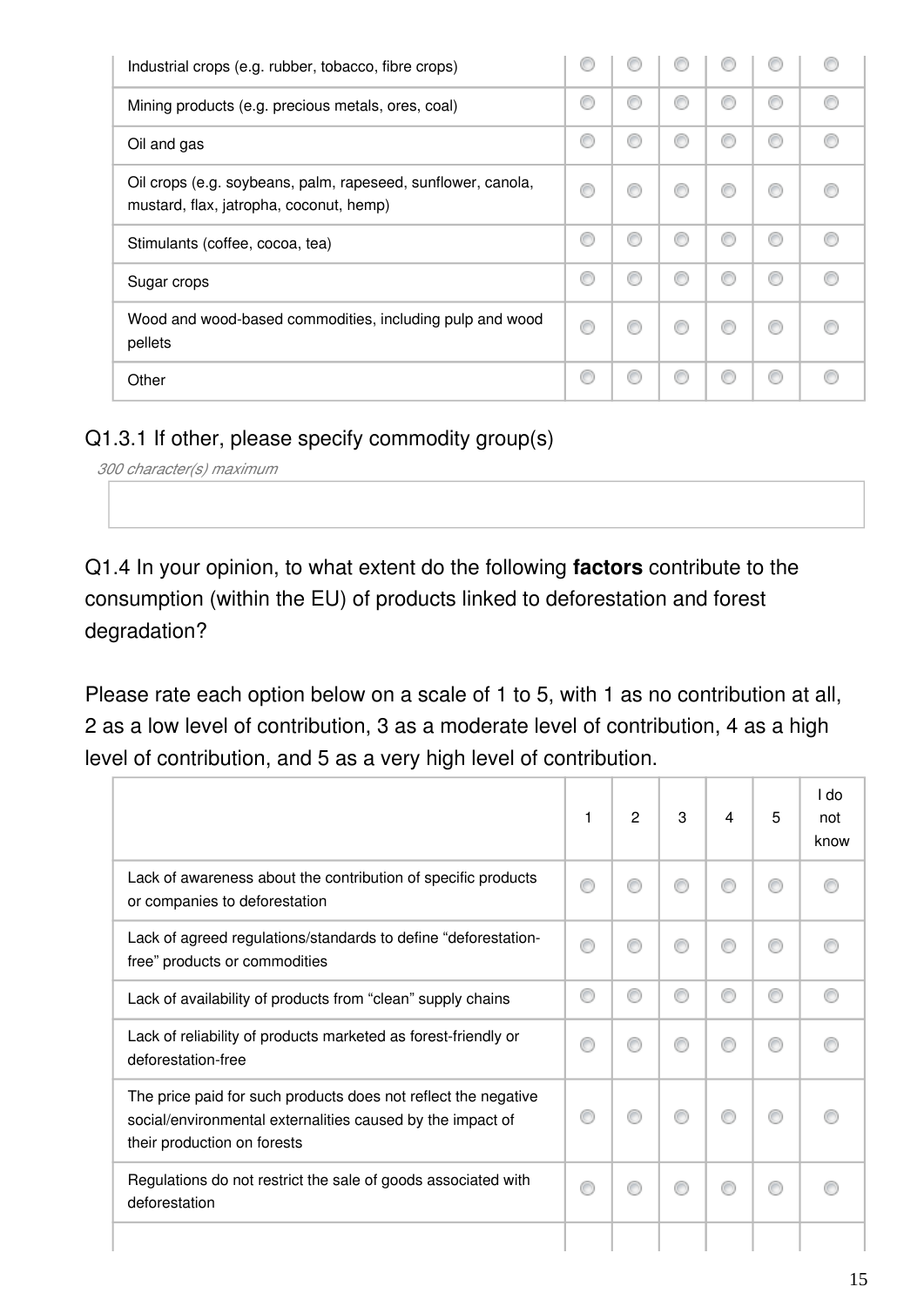| | | | | | | |
|---|---|---|---|---|---|---|
| Industrial crops (e.g. rubber, tobacco, fibre crops) | ◎ | ◎ | ◎ | ◎ | ◎ | ◎ |
| Mining products (e.g. precious metals, ores, coal) | ◎ | ◎ | ◎ | ◎ | ◎ | ◎ |
| Oil and gas | ◎ | ◎ | ◎ | ◎ | ◎ | ◎ |
| Oil crops (e.g. soybeans, palm, rapeseed, sunflower, canola, mustard, flax, jatropha, coconut, hemp) | ◎ | ◎ | ◎ | ◎ | ◎ | ◎ |
| Stimulants (coffee, cocoa, tea) | ◎ | ◎ | ◎ | ◎ | ◎ | ◎ |
| Sugar crops | ◎ | ◎ | ◎ | ◎ | ◎ | ◎ |
| Wood and wood-based commodities, including pulp and wood pellets | ◎ | ◎ | ◎ | ◎ | ◎ | ◎ |
| Other | ◎ | ◎ | ◎ | ◎ | ◎ | ◎ |

Q1.3.1 If other, please specify commodity group(s)

*300 character(s) maximum*

Q1.4 In your opinion, to what extent do the following **factors** contribute to the consumption (within the EU) of products linked to deforestation and forest degradation?

Please rate each option below on a scale of 1 to 5, with 1 as no contribution at all, 2 as a low level of contribution, 3 as a moderate level of contribution, 4 as a high level of contribution, and 5 as a very high level of contribution.

| | 1 | 2 | 3 | 4 | 5 | I do not know |
|---|---|---|---|---|---|---|
| Lack of awareness about the contribution of specific products or companies to deforestation | ◎ | ◎ | ◎ | ◎ | ◎ | ◎ |
| Lack of agreed regulations/standards to define "deforestation-free" products or commodities | ◎ | ◎ | ◎ | ◎ | ◎ | ◎ |
| Lack of availability of products from "clean" supply chains | ◎ | ◎ | ◎ | ◎ | ◎ | ◎ |
| Lack of reliability of products marketed as forest-friendly or deforestation-free | ◎ | ◎ | ◎ | ◎ | ◎ | ◎ |
| The price paid for such products does not reflect the negative social/environmental externalities caused by the impact of their production on forests | ◎ | ◎ | ◎ | ◎ | ◎ | ◎ |
| Regulations do not restrict the sale of goods associated with deforestation | ◎ | ◎ | ◎ | ◎ | ◎ | ◎ |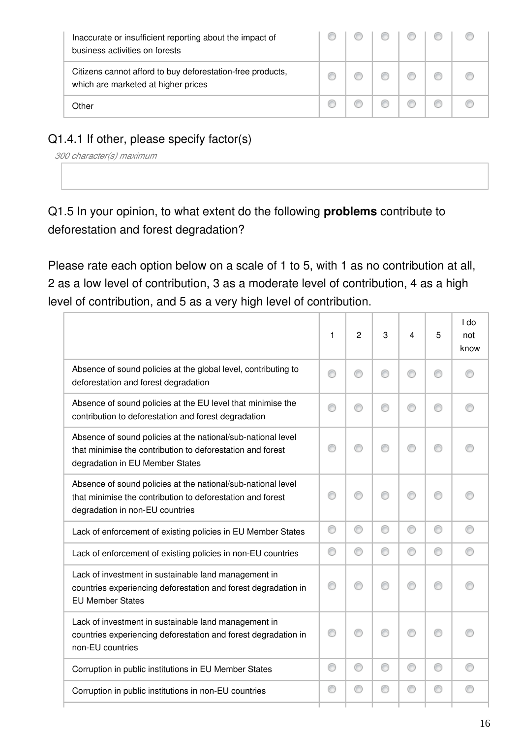| | | | | | | |
|---|---|---|---|---|---|---|
| Inaccurate or insufficient reporting about the impact of business activities on forests | ◎ | ◎ | ◎ | ◎ | ◎ | ◎ |
| Citizens cannot afford to buy deforestation-free products, which are marketed at higher prices | ◎ | ◎ | ◎ | ◎ | ◎ | ◎ |
| Other | ◎ | ◎ | ◎ | ◎ | ◎ | ◎ |

### Q1.4.1 If other, please specify factor(s)

*300 character(s) maximum*

### Q1.5 In your opinion, to what extent do the following **problems** contribute to deforestation and forest degradation?

Please rate each option below on a scale of 1 to 5, with 1 as no contribution at all, 2 as a low level of contribution, 3 as a moderate level of contribution, 4 as a high level of contribution, and 5 as a very high level of contribution.

| | 1 | 2 | 3 | 4 | 5 | I do not know |
|---|---|---|---|---|---|---|
| Absence of sound policies at the global level, contributing to deforestation and forest degradation | ◎ | ◎ | ◎ | ◎ | ◎ | ◎ |
| Absence of sound policies at the EU level that minimise the contribution to deforestation and forest degradation | ◎ | ◎ | ◎ | ◎ | ◎ | ◎ |
| Absence of sound policies at the national/sub-national level that minimise the contribution to deforestation and forest degradation in EU Member States | ◎ | ◎ | ◎ | ◎ | ◎ | ◎ |
| Absence of sound policies at the national/sub-national level that minimise the contribution to deforestation and forest degradation in non-EU countries | ◎ | ◎ | ◎ | ◎ | ◎ | ◎ |
| Lack of enforcement of existing policies in EU Member States | ◎ | ◎ | ◎ | ◎ | ◎ | ◎ |
| Lack of enforcement of existing policies in non-EU countries | ◎ | ◎ | ◎ | ◎ | ◎ | ◎ |
| Lack of investment in sustainable land management in countries experiencing deforestation and forest degradation in EU Member States | ◎ | ◎ | ◎ | ◎ | ◎ | ◎ |
| Lack of investment in sustainable land management in countries experiencing deforestation and forest degradation in non-EU countries | ◎ | ◎ | ◎ | ◎ | ◎ | ◎ |
| Corruption in public institutions in EU Member States | ◎ | ◎ | ◎ | ◎ | ◎ | ◎ |
| Corruption in public institutions in non-EU countries | ◎ | ◎ | ◎ | ◎ | ◎ | ◎ |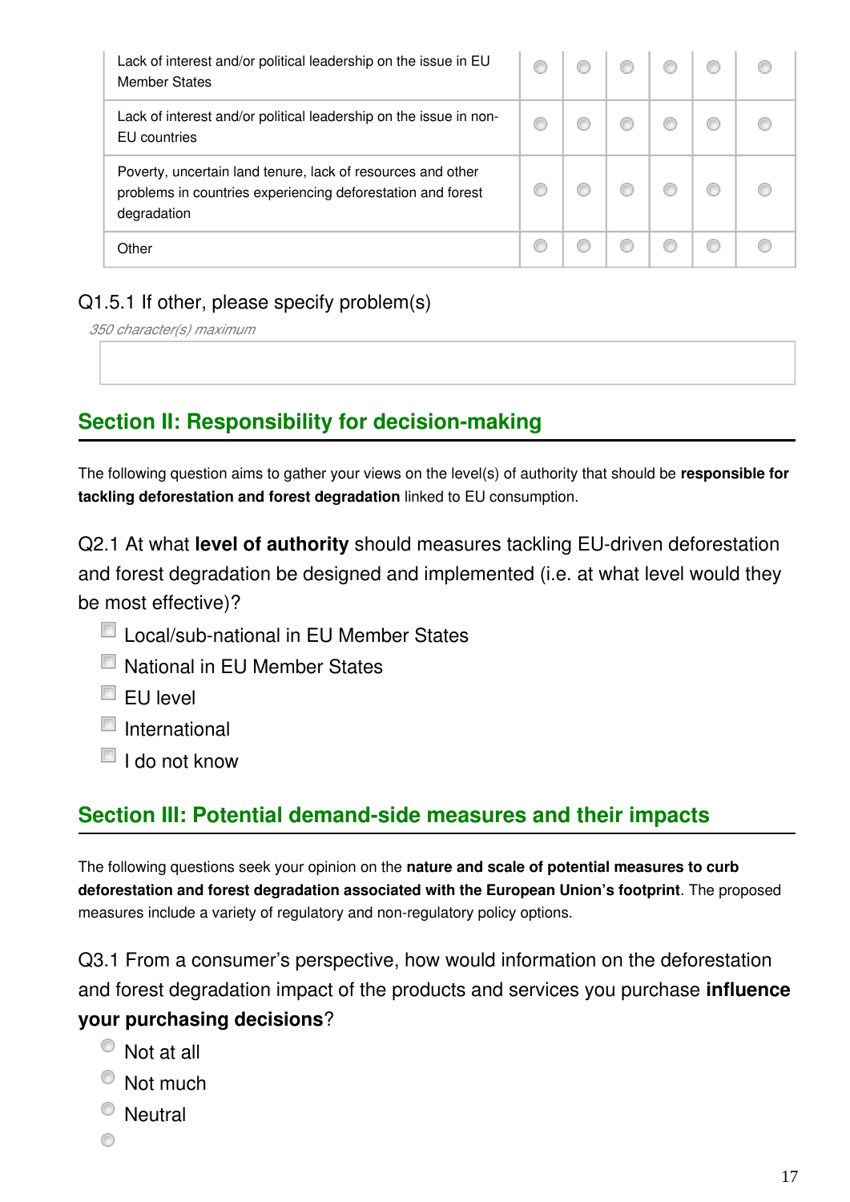| | | | | | | |
|---|---|---|---|---|---|---|
| Lack of interest and/or political leadership on the issue in EU Member States | ◯ | ◯ | ◯ | ◯ | ◯ | ◯ |
| Lack of interest and/or political leadership on the issue in non-EU countries | ◯ | ◯ | ◯ | ◯ | ◯ | ◯ |
| Poverty, uncertain land tenure, lack of resources and other problems in countries experiencing deforestation and forest degradation | ◯ | ◯ | ◯ | ◯ | ◯ | ◯ |
| Other | ◯ | ◯ | ◯ | ◯ | ◯ | ◯ |

Q1.5.1 If other, please specify problem(s)

*350 character(s) maximum*

## Section II: Responsibility for decision-making

The following question aims to gather your views on the level(s) of authority that should be **responsible for tackling deforestation and forest degradation** linked to EU consumption.

Q2.1 At what **level of authority** should measures tackling EU-driven deforestation and forest degradation be designed and implemented (i.e. at what level would they be most effective)?

- ☐ Local/sub-national in EU Member States
- ☐ National in EU Member States
- ☐ EU level
- ☐ International
- ☐ I do not know

## Section III: Potential demand-side measures and their impacts

The following questions seek your opinion on the **nature and scale of potential measures to curb deforestation and forest degradation associated with the European Union's footprint**. The proposed measures include a variety of regulatory and non-regulatory policy options.

Q3.1 From a consumer's perspective, how would information on the deforestation and forest degradation impact of the products and services you purchase **influence your purchasing decisions**?

- ◯ Not at all
- ◯ Not much
- ◯ Neutral
- ◯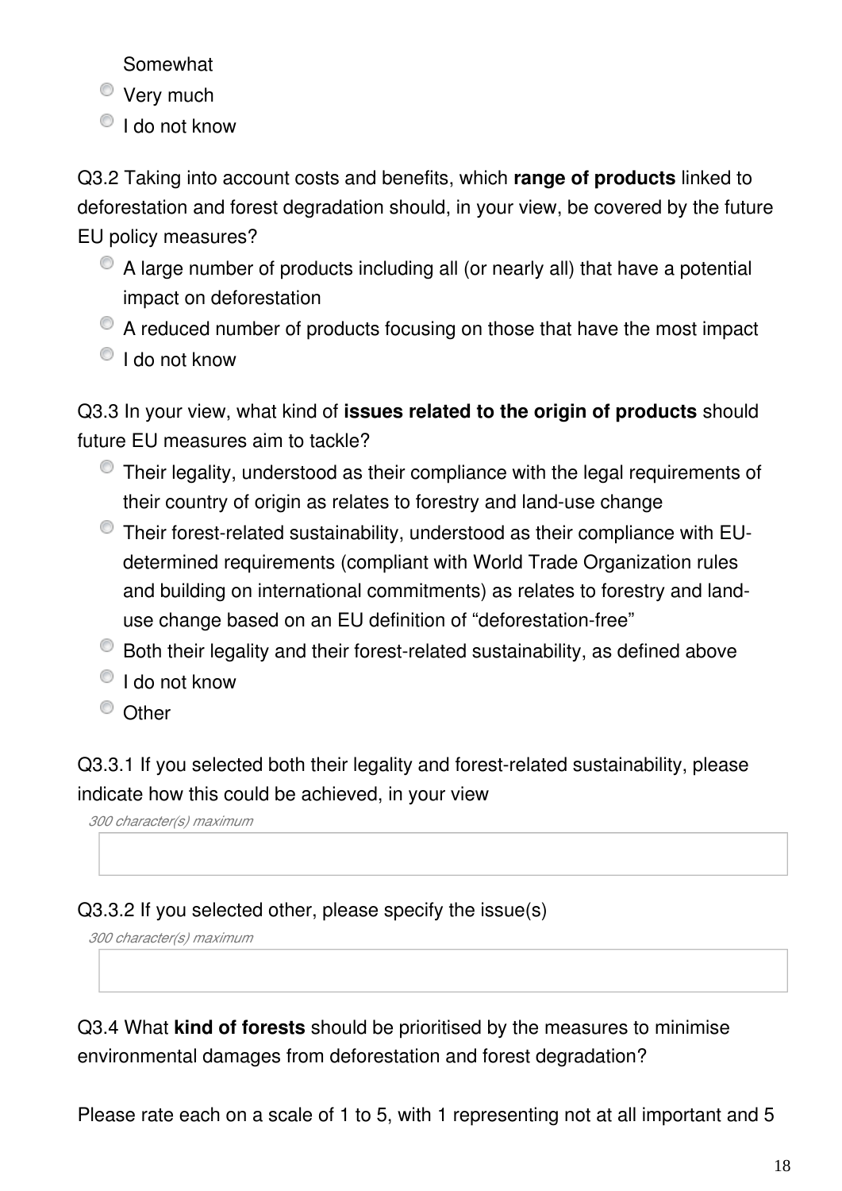- Somewhat
- Very much
- I do not know

Q3.2 Taking into account costs and benefits, which **range of products** linked to deforestation and forest degradation should, in your view, be covered by the future EU policy measures?

- A large number of products including all (or nearly all) that have a potential impact on deforestation
- A reduced number of products focusing on those that have the most impact
- I do not know

Q3.3 In your view, what kind of **issues related to the origin of products** should future EU measures aim to tackle?

- Their legality, understood as their compliance with the legal requirements of their country of origin as relates to forestry and land-use change
- Their forest-related sustainability, understood as their compliance with EU-determined requirements (compliant with World Trade Organization rules and building on international commitments) as relates to forestry and land-use change based on an EU definition of "deforestation-free"
- Both their legality and their forest-related sustainability, as defined above
- I do not know
- Other

Q3.3.1 If you selected both their legality and forest-related sustainability, please indicate how this could be achieved, in your view

*300 character(s) maximum*

Q3.3.2 If you selected other, please specify the issue(s)

*300 character(s) maximum*

Q3.4 What **kind of forests** should be prioritised by the measures to minimise environmental damages from deforestation and forest degradation?

Please rate each on a scale of 1 to 5, with 1 representing not at all important and 5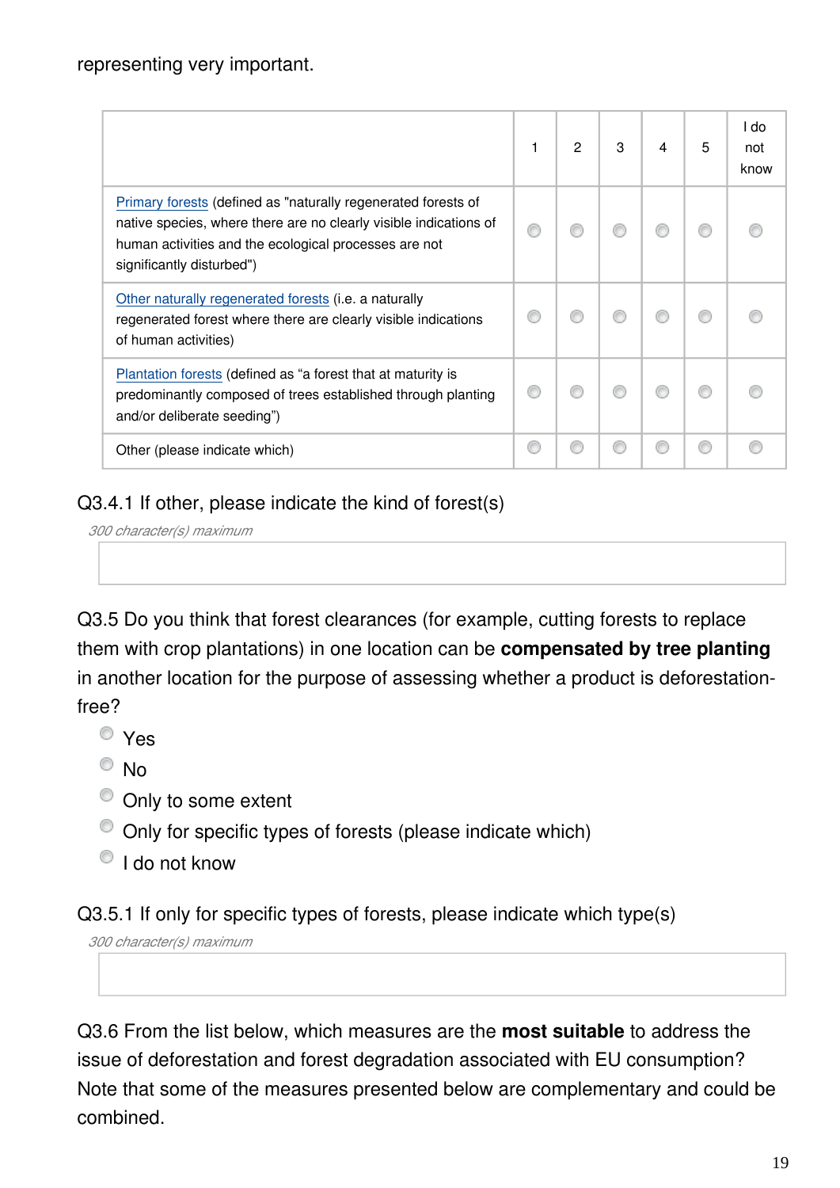representing very important.

| | 1 | 2 | 3 | 4 | 5 | I do not know |
|---|---|---|---|---|---|---|
| Primary forests (defined as "naturally regenerated forests of native species, where there are no clearly visible indications of human activities and the ecological processes are not significantly disturbed") | ◯ | ◯ | ◯ | ◯ | ◯ | ◯ |
| Other naturally regenerated forests (i.e. a naturally regenerated forest where there are clearly visible indications of human activities) | ◯ | ◯ | ◯ | ◯ | ◯ | ◯ |
| Plantation forests (defined as "a forest that at maturity is predominantly composed of trees established through planting and/or deliberate seeding") | ◯ | ◯ | ◯ | ◯ | ◯ | ◯ |
| Other (please indicate which) | ◯ | ◯ | ◯ | ◯ | ◯ | ◯ |

Q3.4.1 If other, please indicate the kind of forest(s)

*300 character(s) maximum*

Q3.5 Do you think that forest clearances (for example, cutting forests to replace them with crop plantations) in one location can be **compensated by tree planting** in another location for the purpose of assessing whether a product is deforestation-free?

- ◯ Yes
- ◯ No
- ◯ Only to some extent
- ◯ Only for specific types of forests (please indicate which)
- ◯ I do not know

Q3.5.1 If only for specific types of forests, please indicate which type(s)

*300 character(s) maximum*

Q3.6 From the list below, which measures are the **most suitable** to address the issue of deforestation and forest degradation associated with EU consumption? Note that some of the measures presented below are complementary and could be combined.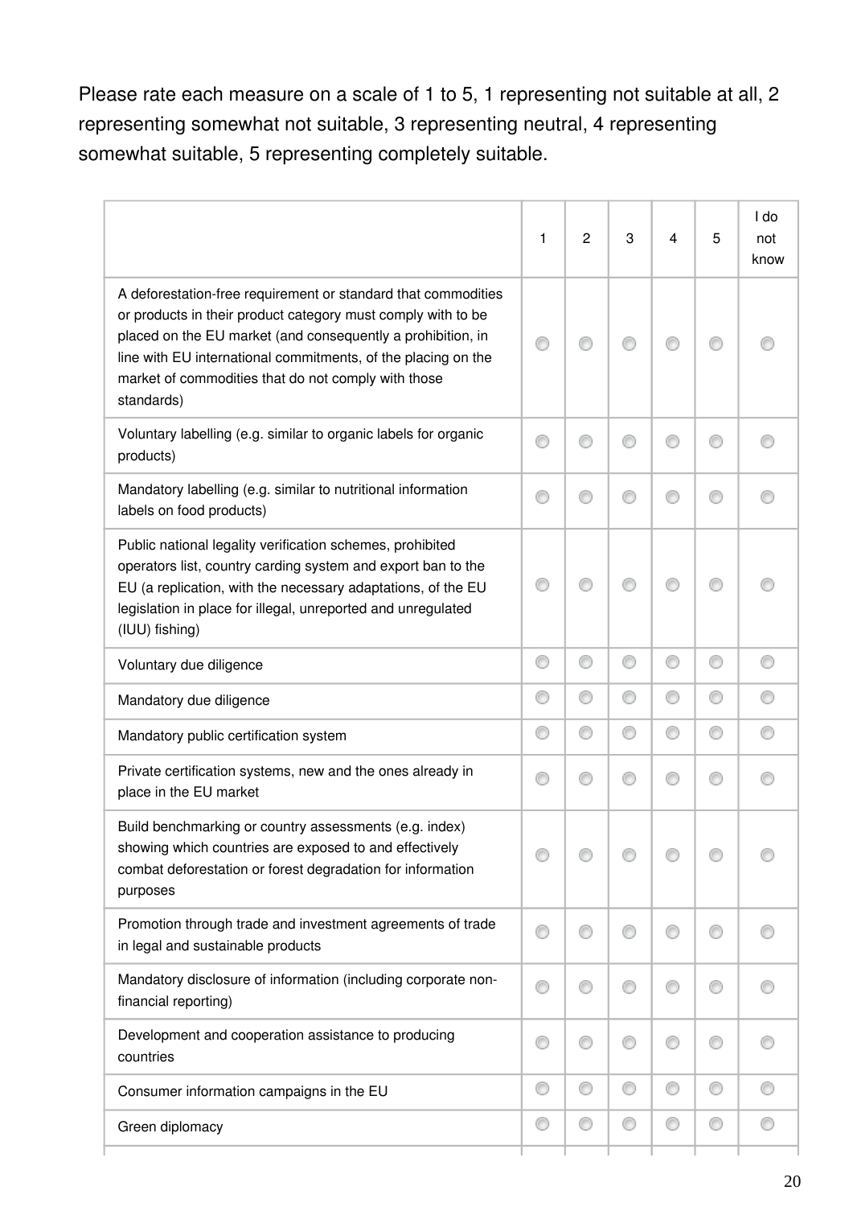Please rate each measure on a scale of 1 to 5, 1 representing not suitable at all, 2 representing somewhat not suitable, 3 representing neutral, 4 representing somewhat suitable, 5 representing completely suitable.

| | 1 | 2 | 3 | 4 | 5 | I do not know |
|---|---|---|---|---|---|---|
| A deforestation-free requirement or standard that commodities or products in their product category must comply with to be placed on the EU market (and consequently a prohibition, in line with EU international commitments, of the placing on the market of commodities that do not comply with those standards) | ◯ | ◯ | ◯ | ◯ | ◯ | ◯ |
| Voluntary labelling (e.g. similar to organic labels for organic products) | ◯ | ◯ | ◯ | ◯ | ◯ | ◯ |
| Mandatory labelling (e.g. similar to nutritional information labels on food products) | ◯ | ◯ | ◯ | ◯ | ◯ | ◯ |
| Public national legality verification schemes, prohibited operators list, country carding system and export ban to the EU (a replication, with the necessary adaptations, of the EU legislation in place for illegal, unreported and unregulated (IUU) fishing) | ◯ | ◯ | ◯ | ◯ | ◯ | ◯ |
| Voluntary due diligence | ◯ | ◯ | ◯ | ◯ | ◯ | ◯ |
| Mandatory due diligence | ◯ | ◯ | ◯ | ◯ | ◯ | ◯ |
| Mandatory public certification system | ◯ | ◯ | ◯ | ◯ | ◯ | ◯ |
| Private certification systems, new and the ones already in place in the EU market | ◯ | ◯ | ◯ | ◯ | ◯ | ◯ |
| Build benchmarking or country assessments (e.g. index) showing which countries are exposed to and effectively combat deforestation or forest degradation for information purposes | ◯ | ◯ | ◯ | ◯ | ◯ | ◯ |
| Promotion through trade and investment agreements of trade in legal and sustainable products | ◯ | ◯ | ◯ | ◯ | ◯ | ◯ |
| Mandatory disclosure of information (including corporate non-financial reporting) | ◯ | ◯ | ◯ | ◯ | ◯ | ◯ |
| Development and cooperation assistance to producing countries | ◯ | ◯ | ◯ | ◯ | ◯ | ◯ |
| Consumer information campaigns in the EU | ◯ | ◯ | ◯ | ◯ | ◯ | ◯ |
| Green diplomacy | ◯ | ◯ | ◯ | ◯ | ◯ | ◯ |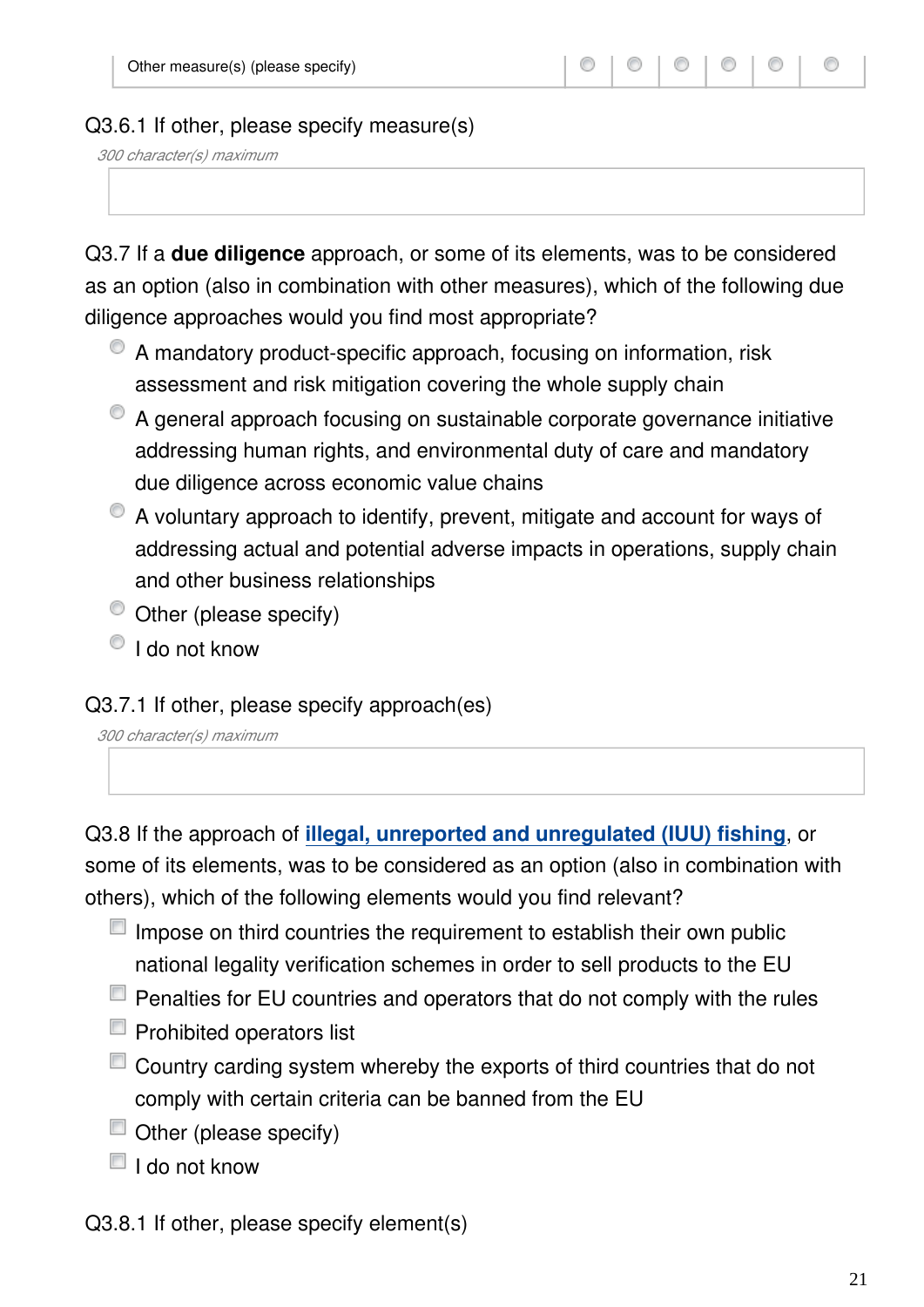| Other measure(s) (please specify) | ○ | ○ | ○ | ○ | ○ | ○ |
|---|---|---|---|---|---|---|

Q3.6.1 If other, please specify measure(s)

*300 character(s) maximum*

Q3.7 If a **due diligence** approach, or some of its elements, was to be considered as an option (also in combination with other measures), which of the following due diligence approaches would you find most appropriate?

- ○ A mandatory product-specific approach, focusing on information, risk assessment and risk mitigation covering the whole supply chain
- ○ A general approach focusing on sustainable corporate governance initiative addressing human rights, and environmental duty of care and mandatory due diligence across economic value chains
- ○ A voluntary approach to identify, prevent, mitigate and account for ways of addressing actual and potential adverse impacts in operations, supply chain and other business relationships
- ○ Other (please specify)
- ○ I do not know

Q3.7.1 If other, please specify approach(es)

*300 character(s) maximum*

Q3.8 If the approach of **illegal, unreported and unregulated (IUU) fishing**, or some of its elements, was to be considered as an option (also in combination with others), which of the following elements would you find relevant?

- ☐ Impose on third countries the requirement to establish their own public national legality verification schemes in order to sell products to the EU
- ☐ Penalties for EU countries and operators that do not comply with the rules
- ☐ Prohibited operators list
- ☐ Country carding system whereby the exports of third countries that do not comply with certain criteria can be banned from the EU
- ☐ Other (please specify)
- ☐ I do not know

Q3.8.1 If other, please specify element(s)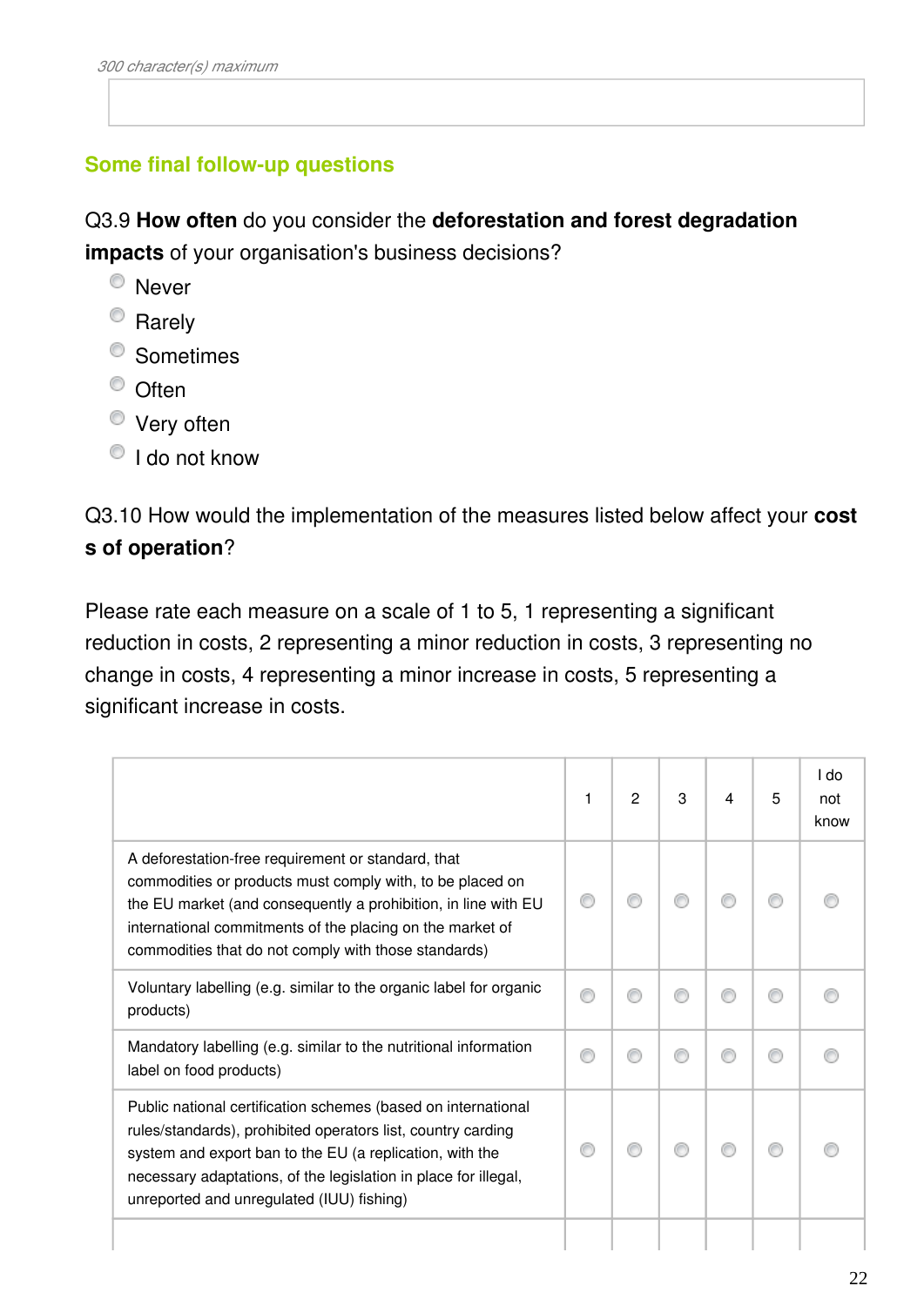*300 character(s) maximum*

## Some final follow-up questions

Q3.9 **How often** do you consider the **deforestation and forest degradation impacts** of your organisation's business decisions?

- Never
- Rarely
- Sometimes
- Often
- Very often
- I do not know

Q3.10 How would the implementation of the measures listed below affect your **costs of operation**?

Please rate each measure on a scale of 1 to 5, 1 representing a significant reduction in costs, 2 representing a minor reduction in costs, 3 representing no change in costs, 4 representing a minor increase in costs, 5 representing a significant increase in costs.

| | 1 | 2 | 3 | 4 | 5 | I do not know |
|---|---|---|---|---|---|---|
| A deforestation-free requirement or standard, that commodities or products must comply with, to be placed on the EU market (and consequently a prohibition, in line with EU international commitments of the placing on the market of commodities that do not comply with those standards) | | | | | | |
| Voluntary labelling (e.g. similar to the organic label for organic products) | | | | | | |
| Mandatory labelling (e.g. similar to the nutritional information label on food products) | | | | | | |
| Public national certification schemes (based on international rules/standards), prohibited operators list, country carding system and export ban to the EU (a replication, with the necessary adaptations, of the legislation in place for illegal, unreported and unregulated (IUU) fishing) | | | | | | |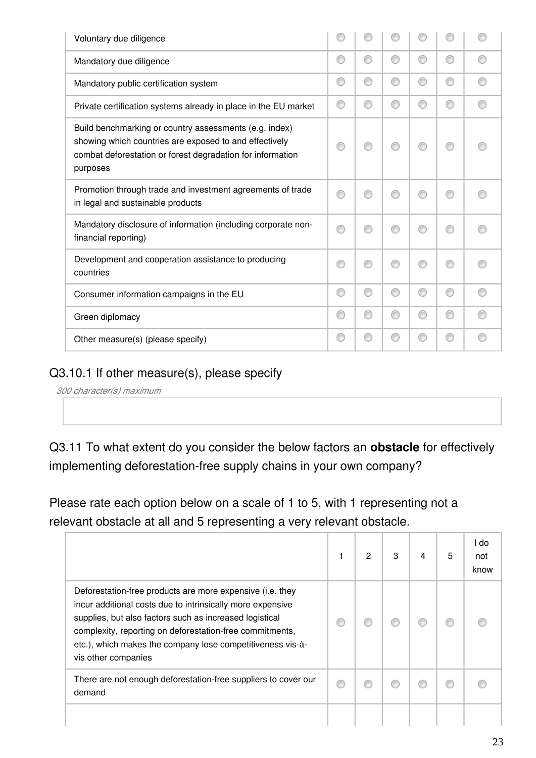| | | | | | | |
|---|---|---|---|---|---|---|
| Voluntary due diligence | ◯ | ◯ | ◯ | ◯ | ◯ | ◯ |
| Mandatory due diligence | ◯ | ◯ | ◯ | ◯ | ◯ | ◯ |
| Mandatory public certification system | ◯ | ◯ | ◯ | ◯ | ◯ | ◯ |
| Private certification systems already in place in the EU market | ◯ | ◯ | ◯ | ◯ | ◯ | ◯ |
| Build benchmarking or country assessments (e.g. index) showing which countries are exposed to and effectively combat deforestation or forest degradation for information purposes | ◯ | ◯ | ◯ | ◯ | ◯ | ◯ |
| Promotion through trade and investment agreements of trade in legal and sustainable products | ◯ | ◯ | ◯ | ◯ | ◯ | ◯ |
| Mandatory disclosure of information (including corporate non-financial reporting) | ◯ | ◯ | ◯ | ◯ | ◯ | ◯ |
| Development and cooperation assistance to producing countries | ◯ | ◯ | ◯ | ◯ | ◯ | ◯ |
| Consumer information campaigns in the EU | ◯ | ◯ | ◯ | ◯ | ◯ | ◯ |
| Green diplomacy | ◯ | ◯ | ◯ | ◯ | ◯ | ◯ |
| Other measure(s) (please specify) | ◯ | ◯ | ◯ | ◯ | ◯ | ◯ |

## Q3.10.1 If other measure(s), please specify

*300 character(s) maximum*

## Q3.11 To what extent do you consider the below factors an **obstacle** for effectively implementing deforestation-free supply chains in your own company?

Please rate each option below on a scale of 1 to 5, with 1 representing not a relevant obstacle at all and 5 representing a very relevant obstacle.

| | 1 | 2 | 3 | 4 | 5 | I do not know |
|---|---|---|---|---|---|---|
| Deforestation-free products are more expensive (i.e. they incur additional costs due to intrinsically more expensive supplies, but also factors such as increased logistical complexity, reporting on deforestation-free commitments, etc.), which makes the company lose competitiveness vis-à-vis other companies | ◯ | ◯ | ◯ | ◯ | ◯ | ◯ |
| There are not enough deforestation-free suppliers to cover our demand | ◯ | ◯ | ◯ | ◯ | ◯ | ◯ |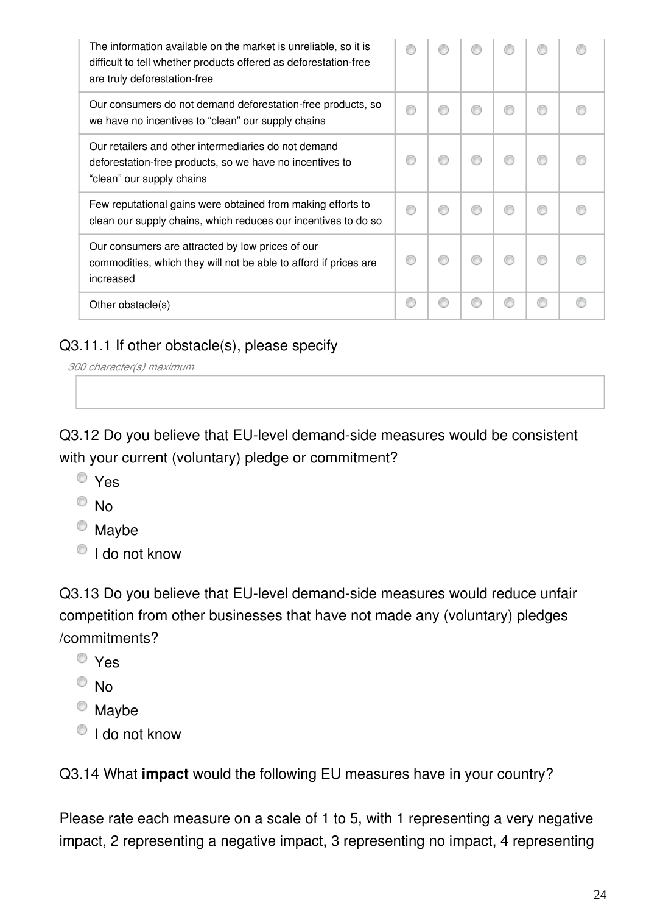| | | | | | | |
|---|---|---|---|---|---|---|
| The information available on the market is unreliable, so it is difficult to tell whether products offered as deforestation-free are truly deforestation-free | ◯ | ◯ | ◯ | ◯ | ◯ | ◯ |
| Our consumers do not demand deforestation-free products, so we have no incentives to “clean” our supply chains | ◯ | ◯ | ◯ | ◯ | ◯ | ◯ |
| Our retailers and other intermediaries do not demand deforestation-free products, so we have no incentives to “clean” our supply chains | ◯ | ◯ | ◯ | ◯ | ◯ | ◯ |
| Few reputational gains were obtained from making efforts to clean our supply chains, which reduces our incentives to do so | ◯ | ◯ | ◯ | ◯ | ◯ | ◯ |
| Our consumers are attracted by low prices of our commodities, which they will not be able to afford if prices are increased | ◯ | ◯ | ◯ | ◯ | ◯ | ◯ |
| Other obstacle(s) | ◯ | ◯ | ◯ | ◯ | ◯ | ◯ |

Q3.11.1 If other obstacle(s), please specify

*300 character(s) maximum*

Q3.12 Do you believe that EU-level demand-side measures would be consistent with your current (voluntary) pledge or commitment?

- Yes
- No
- Maybe
- I do not know

Q3.13 Do you believe that EU-level demand-side measures would reduce unfair competition from other businesses that have not made any (voluntary) pledges /commitments?

- Yes
- No
- Maybe
- I do not know

Q3.14 What **impact** would the following EU measures have in your country?

Please rate each measure on a scale of 1 to 5, with 1 representing a very negative impact, 2 representing a negative impact, 3 representing no impact, 4 representing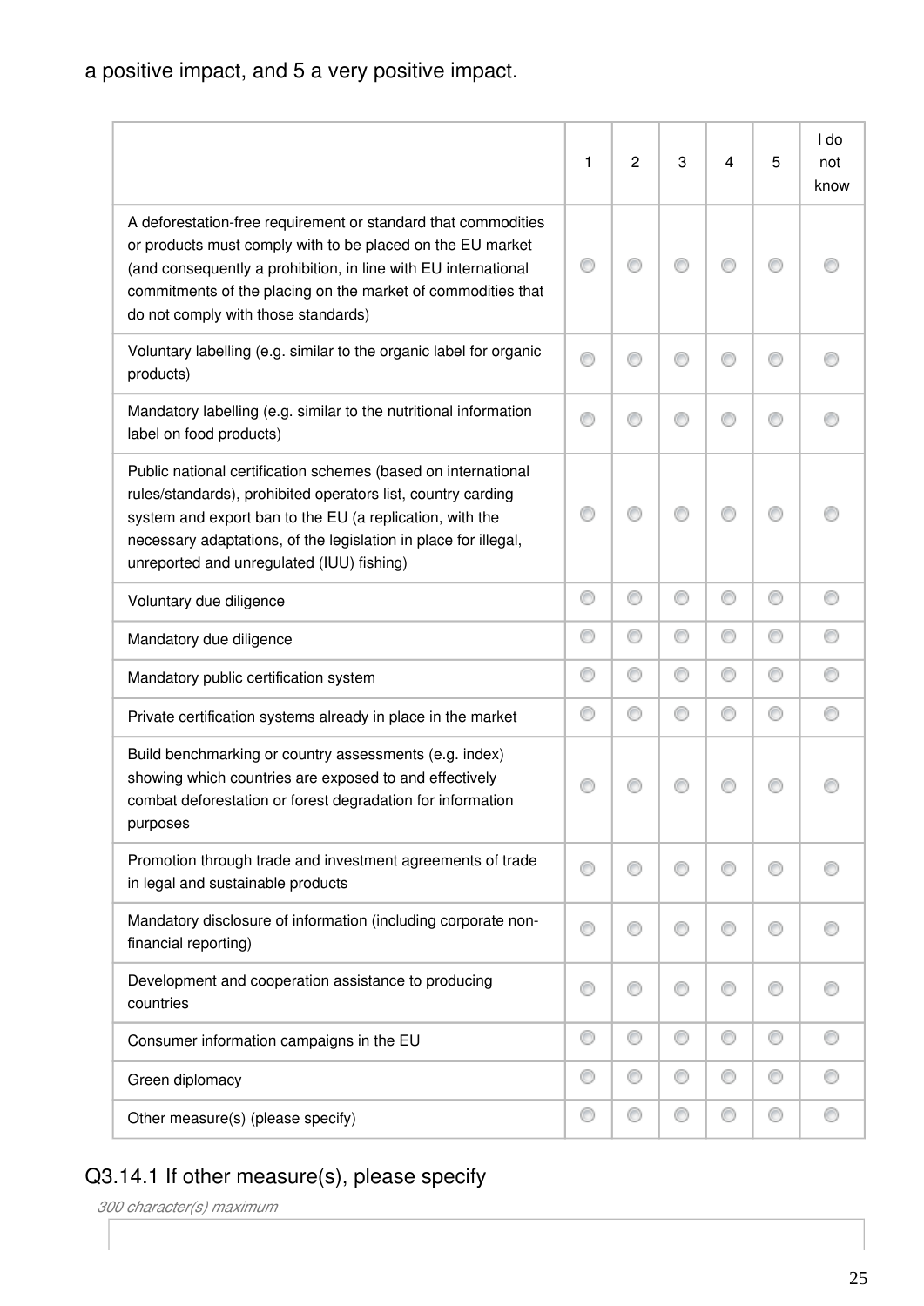a positive impact, and 5 a very positive impact.

| | 1 | 2 | 3 | 4 | 5 | I do not know |
|---|---|---|---|---|---|---|
| A deforestation-free requirement or standard that commodities or products must comply with to be placed on the EU market (and consequently a prohibition, in line with EU international commitments of the placing on the market of commodities that do not comply with those standards) | ◯ | ◯ | ◯ | ◯ | ◯ | ◯ |
| Voluntary labelling (e.g. similar to the organic label for organic products) | ◯ | ◯ | ◯ | ◯ | ◯ | ◯ |
| Mandatory labelling (e.g. similar to the nutritional information label on food products) | ◯ | ◯ | ◯ | ◯ | ◯ | ◯ |
| Public national certification schemes (based on international rules/standards), prohibited operators list, country carding system and export ban to the EU (a replication, with the necessary adaptations, of the legislation in place for illegal, unreported and unregulated (IUU) fishing) | ◯ | ◯ | ◯ | ◯ | ◯ | ◯ |
| Voluntary due diligence | ◯ | ◯ | ◯ | ◯ | ◯ | ◯ |
| Mandatory due diligence | ◯ | ◯ | ◯ | ◯ | ◯ | ◯ |
| Mandatory public certification system | ◯ | ◯ | ◯ | ◯ | ◯ | ◯ |
| Private certification systems already in place in the market | ◯ | ◯ | ◯ | ◯ | ◯ | ◯ |
| Build benchmarking or country assessments (e.g. index) showing which countries are exposed to and effectively combat deforestation or forest degradation for information purposes | ◯ | ◯ | ◯ | ◯ | ◯ | ◯ |
| Promotion through trade and investment agreements of trade in legal and sustainable products | ◯ | ◯ | ◯ | ◯ | ◯ | ◯ |
| Mandatory disclosure of information (including corporate non-financial reporting) | ◯ | ◯ | ◯ | ◯ | ◯ | ◯ |
| Development and cooperation assistance to producing countries | ◯ | ◯ | ◯ | ◯ | ◯ | ◯ |
| Consumer information campaigns in the EU | ◯ | ◯ | ◯ | ◯ | ◯ | ◯ |
| Green diplomacy | ◯ | ◯ | ◯ | ◯ | ◯ | ◯ |
| Other measure(s) (please specify) | ◯ | ◯ | ◯ | ◯ | ◯ | ◯ |

## Q3.14.1 If other measure(s), please specify

*300 character(s) maximum*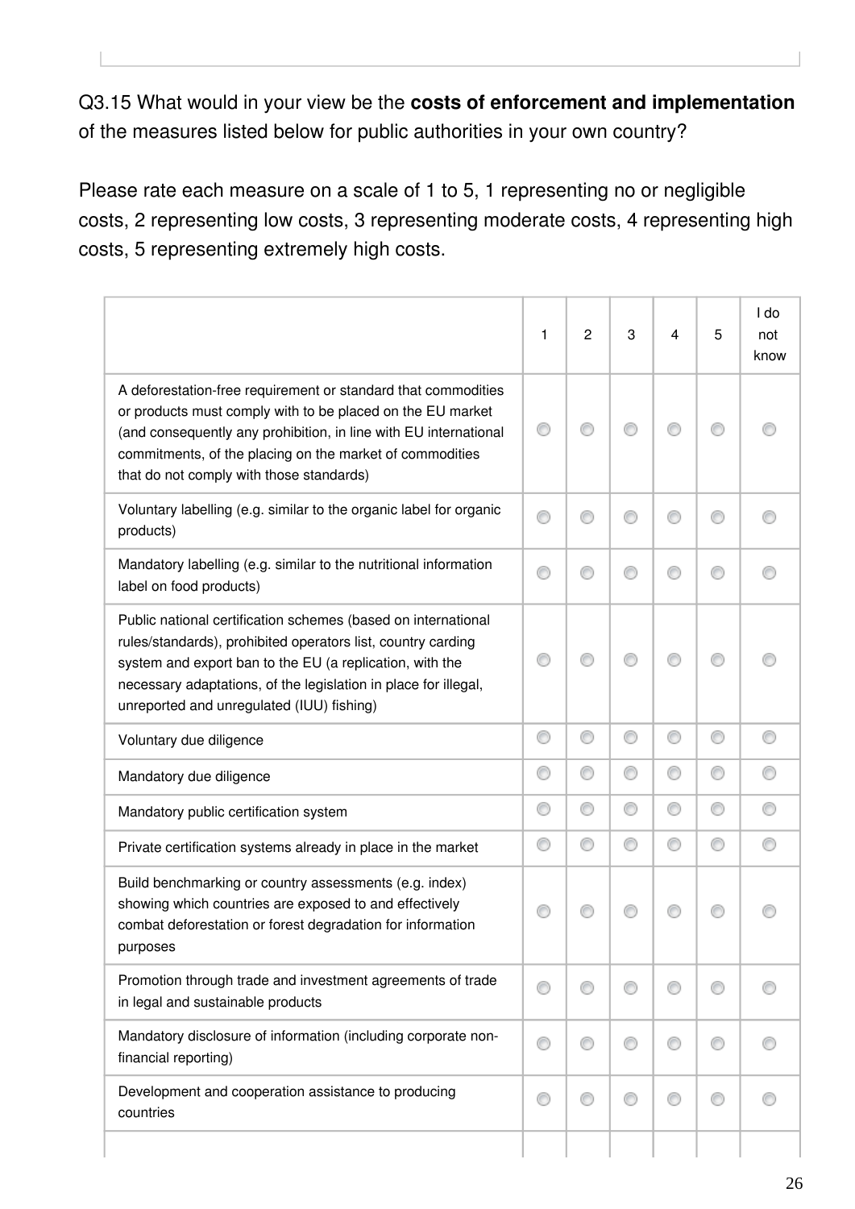Q3.15 What would in your view be the **costs of enforcement and implementation** of the measures listed below for public authorities in your own country?

Please rate each measure on a scale of 1 to 5, 1 representing no or negligible costs, 2 representing low costs, 3 representing moderate costs, 4 representing high costs, 5 representing extremely high costs.

| | 1 | 2 | 3 | 4 | 5 | I do not know |
|---|---|---|---|---|---|---|
| A deforestation-free requirement or standard that commodities or products must comply with to be placed on the EU market (and consequently any prohibition, in line with EU international commitments, of the placing on the market of commodities that do not comply with those standards) | ◯ | ◯ | ◯ | ◯ | ◯ | ◯ |
| Voluntary labelling (e.g. similar to the organic label for organic products) | ◯ | ◯ | ◯ | ◯ | ◯ | ◯ |
| Mandatory labelling (e.g. similar to the nutritional information label on food products) | ◯ | ◯ | ◯ | ◯ | ◯ | ◯ |
| Public national certification schemes (based on international rules/standards), prohibited operators list, country carding system and export ban to the EU (a replication, with the necessary adaptations, of the legislation in place for illegal, unreported and unregulated (IUU) fishing) | ◯ | ◯ | ◯ | ◯ | ◯ | ◯ |
| Voluntary due diligence | ◯ | ◯ | ◯ | ◯ | ◯ | ◯ |
| Mandatory due diligence | ◯ | ◯ | ◯ | ◯ | ◯ | ◯ |
| Mandatory public certification system | ◯ | ◯ | ◯ | ◯ | ◯ | ◯ |
| Private certification systems already in place in the market | ◯ | ◯ | ◯ | ◯ | ◯ | ◯ |
| Build benchmarking or country assessments (e.g. index) showing which countries are exposed to and effectively combat deforestation or forest degradation for information purposes | ◯ | ◯ | ◯ | ◯ | ◯ | ◯ |
| Promotion through trade and investment agreements of trade in legal and sustainable products | ◯ | ◯ | ◯ | ◯ | ◯ | ◯ |
| Mandatory disclosure of information (including corporate non-financial reporting) | ◯ | ◯ | ◯ | ◯ | ◯ | ◯ |
| Development and cooperation assistance to producing countries | ◯ | ◯ | ◯ | ◯ | ◯ | ◯ |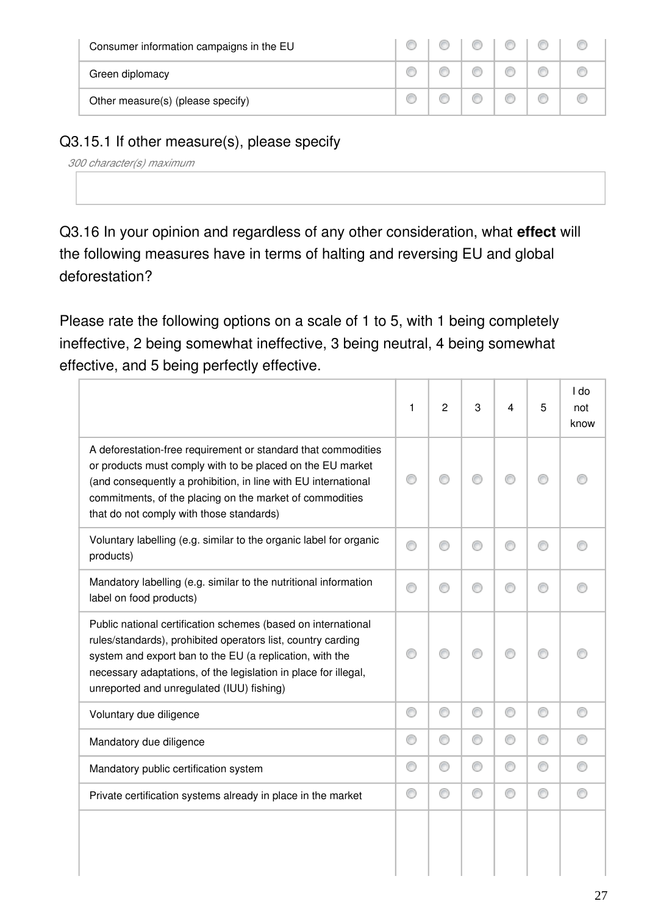| | | | | | | |
|---|---|---|---|---|---|---|
| Consumer information campaigns in the EU | ◯ | ◯ | ◯ | ◯ | ◯ | ◯ |
| Green diplomacy | ◯ | ◯ | ◯ | ◯ | ◯ | ◯ |
| Other measure(s) (please specify) | ◯ | ◯ | ◯ | ◯ | ◯ | ◯ |

Q3.15.1 If other measure(s), please specify

*300 character(s) maximum*

Q3.16 In your opinion and regardless of any other consideration, what **effect** will the following measures have in terms of halting and reversing EU and global deforestation?

Please rate the following options on a scale of 1 to 5, with 1 being completely ineffective, 2 being somewhat ineffective, 3 being neutral, 4 being somewhat effective, and 5 being perfectly effective.

| | 1 | 2 | 3 | 4 | 5 | I do not know |
|---|---|---|---|---|---|---|
| A deforestation-free requirement or standard that commodities or products must comply with to be placed on the EU market (and consequently a prohibition, in line with EU international commitments, of the placing on the market of commodities that do not comply with those standards) | ◯ | ◯ | ◯ | ◯ | ◯ | ◯ |
| Voluntary labelling (e.g. similar to the organic label for organic products) | ◯ | ◯ | ◯ | ◯ | ◯ | ◯ |
| Mandatory labelling (e.g. similar to the nutritional information label on food products) | ◯ | ◯ | ◯ | ◯ | ◯ | ◯ |
| Public national certification schemes (based on international rules/standards), prohibited operators list, country carding system and export ban to the EU (a replication, with the necessary adaptations, of the legislation in place for illegal, unreported and unregulated (IUU) fishing) | ◯ | ◯ | ◯ | ◯ | ◯ | ◯ |
| Voluntary due diligence | ◯ | ◯ | ◯ | ◯ | ◯ | ◯ |
| Mandatory due diligence | ◯ | ◯ | ◯ | ◯ | ◯ | ◯ |
| Mandatory public certification system | ◯ | ◯ | ◯ | ◯ | ◯ | ◯ |
| Private certification systems already in place in the market | ◯ | ◯ | ◯ | ◯ | ◯ | ◯ |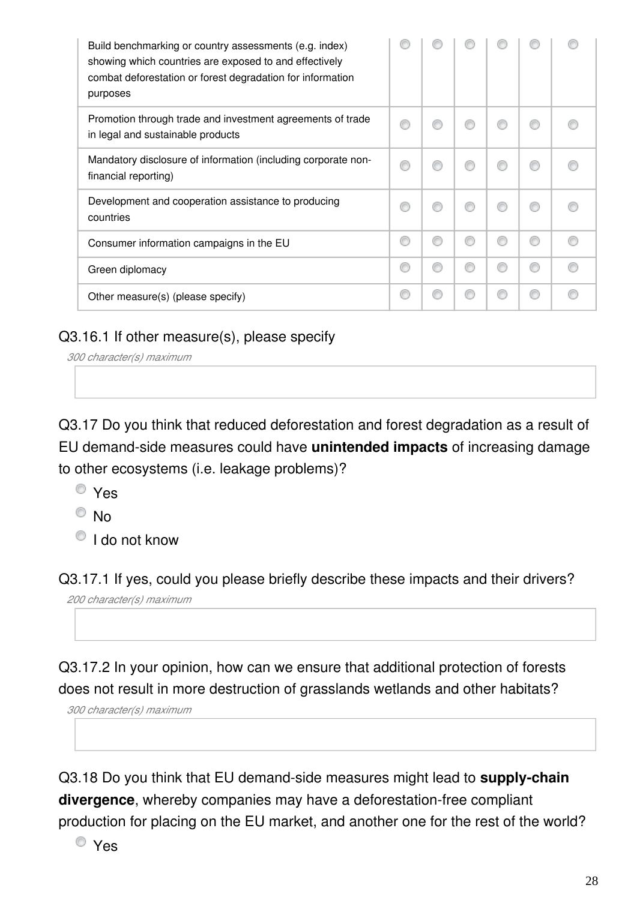| | | | | | | |
|---|---|---|---|---|---|---|
| Build benchmarking or country assessments (e.g. index) showing which countries are exposed to and effectively combat deforestation or forest degradation for information purposes | ○ | ○ | ○ | ○ | ○ | ○ |
| Promotion through trade and investment agreements of trade in legal and sustainable products | ○ | ○ | ○ | ○ | ○ | ○ |
| Mandatory disclosure of information (including corporate non-financial reporting) | ○ | ○ | ○ | ○ | ○ | ○ |
| Development and cooperation assistance to producing countries | ○ | ○ | ○ | ○ | ○ | ○ |
| Consumer information campaigns in the EU | ○ | ○ | ○ | ○ | ○ | ○ |
| Green diplomacy | ○ | ○ | ○ | ○ | ○ | ○ |
| Other measure(s) (please specify) | ○ | ○ | ○ | ○ | ○ | ○ |

Q3.16.1 If other measure(s), please specify

*300 character(s) maximum*

Q3.17 Do you think that reduced deforestation and forest degradation as a result of EU demand-side measures could have **unintended impacts** of increasing damage to other ecosystems (i.e. leakage problems)?

- Yes
- No
- I do not know

Q3.17.1 If yes, could you please briefly describe these impacts and their drivers?

*200 character(s) maximum*

Q3.17.2 In your opinion, how can we ensure that additional protection of forests does not result in more destruction of grasslands wetlands and other habitats?

*300 character(s) maximum*

Q3.18 Do you think that EU demand-side measures might lead to **supply-chain divergence**, whereby companies may have a deforestation-free compliant production for placing on the EU market, and another one for the rest of the world?

- Yes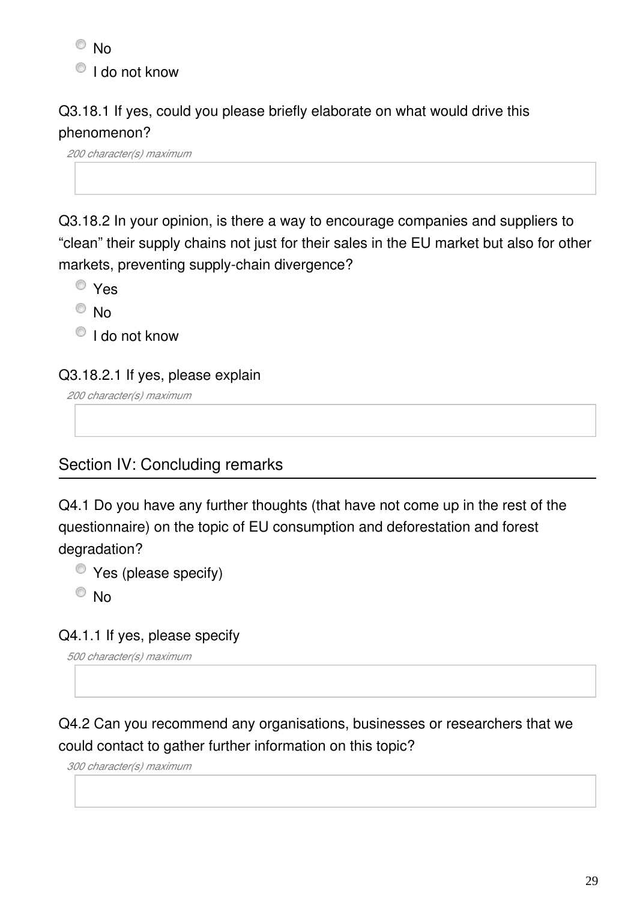- No
- I do not know

Q3.18.1 If yes, could you please briefly elaborate on what would drive this phenomenon?

*200 character(s) maximum*

Q3.18.2 In your opinion, is there a way to encourage companies and suppliers to “clean” their supply chains not just for their sales in the EU market but also for other markets, preventing supply-chain divergence?

- Yes
- No
- I do not know

Q3.18.2.1 If yes, please explain

*200 character(s) maximum*

## Section IV: Concluding remarks

Q4.1 Do you have any further thoughts (that have not come up in the rest of the questionnaire) on the topic of EU consumption and deforestation and forest degradation?

- Yes (please specify)
- No

Q4.1.1 If yes, please specify

*500 character(s) maximum*

Q4.2 Can you recommend any organisations, businesses or researchers that we could contact to gather further information on this topic?

*300 character(s) maximum*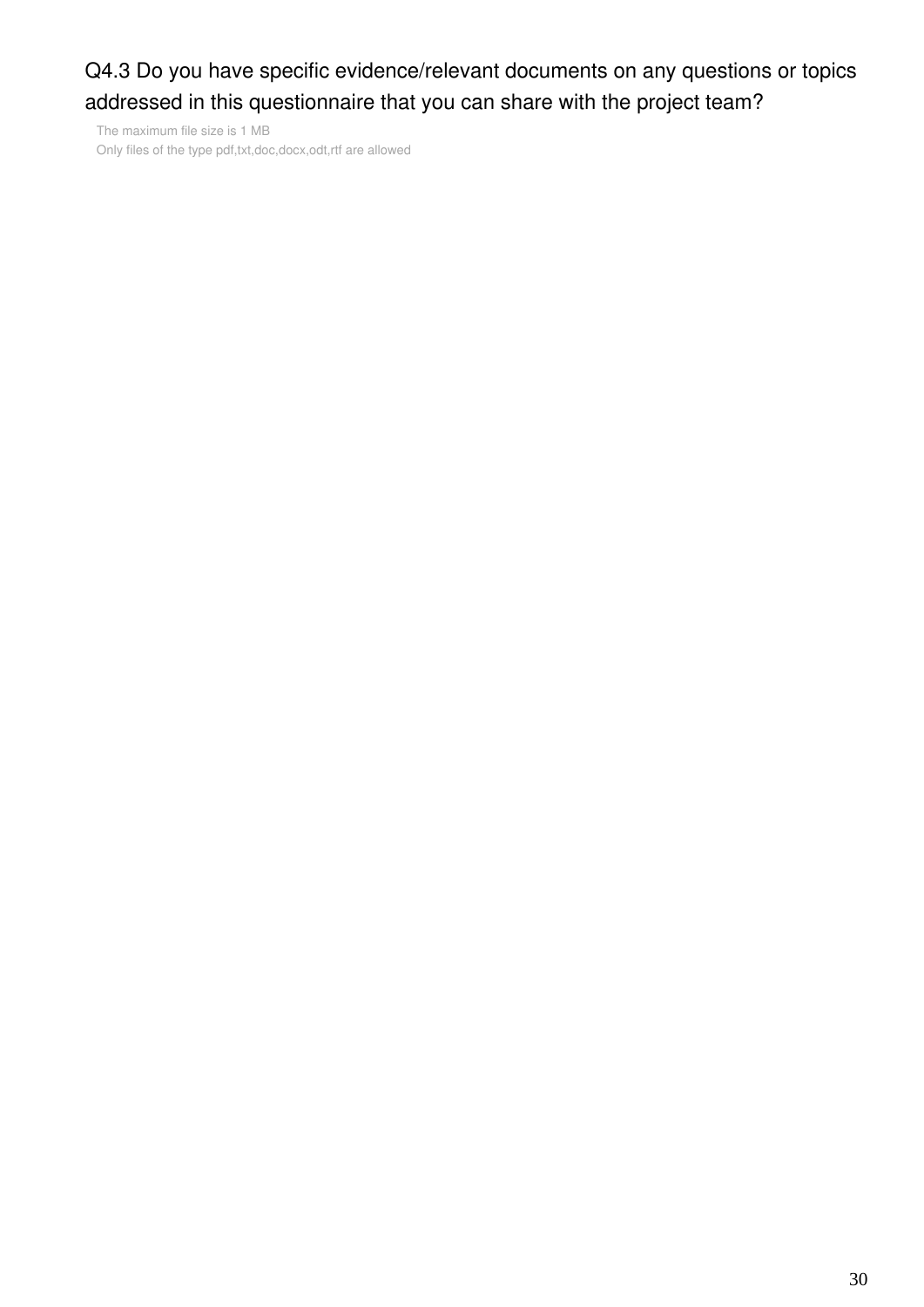Q4.3 Do you have specific evidence/relevant documents on any questions or topics addressed in this questionnaire that you can share with the project team?

The maximum file size is 1 MB
Only files of the type pdf,txt,doc,docx,odt,rtf are allowed